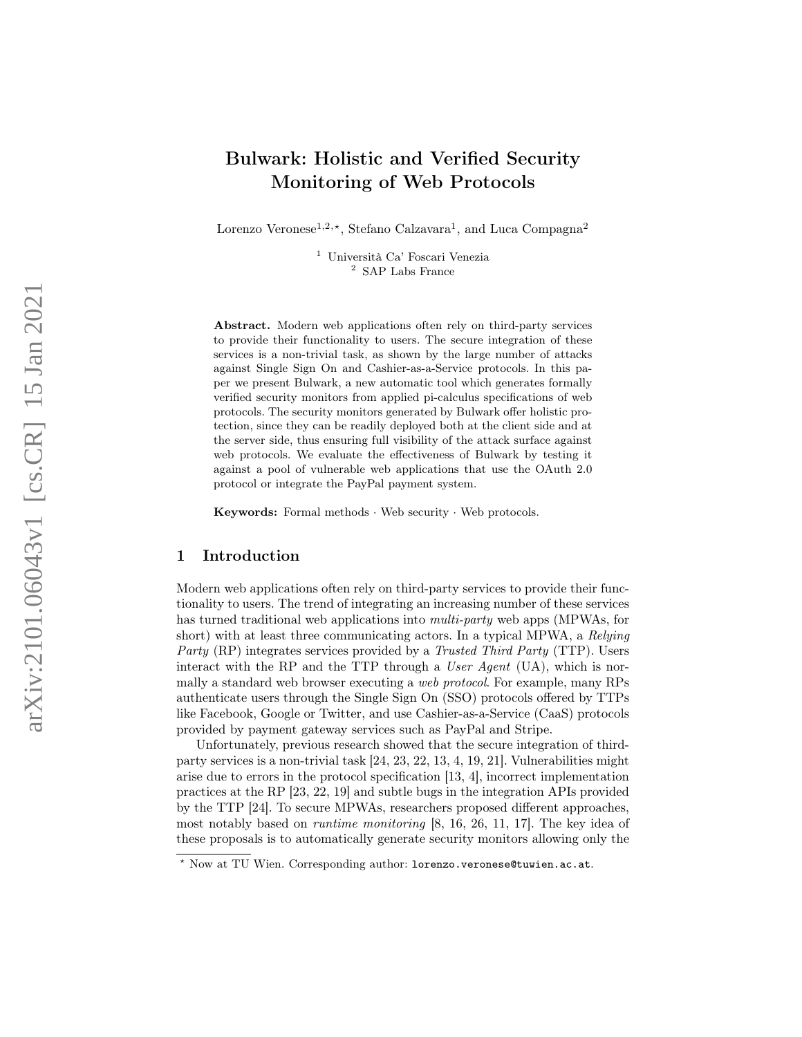# Bulwark: Holistic and Verified Security Monitoring of Web Protocols

Lorenzo Veronese[1,2,⋆], Stefano Calzavara[1], and Luca Compagna[2]

[1] Università Ca' Foscari Venezia
[2] SAP Labs France

**Abstract.** Modern web applications often rely on third-party services to provide their functionality to users. The secure integration of these services is a non-trivial task, as shown by the large number of attacks against Single Sign On and Cashier-as-a-Service protocols. In this paper we present Bulwark, a new automatic tool which generates formally verified security monitors from applied pi-calculus specifications of web protocols. The security monitors generated by Bulwark offer holistic protection, since they can be readily deployed both at the client side and at the server side, thus ensuring full visibility of the attack surface against web protocols. We evaluate the effectiveness of Bulwark by testing it against a pool of vulnerable web applications that use the OAuth 2.0 protocol or integrate the PayPal payment system.

**Keywords:** Formal methods · Web security · Web protocols.

## 1 Introduction

Modern web applications often rely on third-party services to provide their functionality to users. The trend of integrating an increasing number of these services has turned traditional web applications into *multi-party* web apps (MPWAs, for short) with at least three communicating actors. In a typical MPWA, a *Relying Party* (RP) integrates services provided by a *Trusted Third Party* (TTP). Users interact with the RP and the TTP through a *User Agent* (UA), which is normally a standard web browser executing a *web protocol*. For example, many RPs authenticate users through the Single Sign On (SSO) protocols offered by TTPs like Facebook, Google or Twitter, and use Cashier-as-a-Service (CaaS) protocols provided by payment gateway services such as PayPal and Stripe.

Unfortunately, previous research showed that the secure integration of third-party services is a non-trivial task [24, 23, 22, 13, 4, 19, 21]. Vulnerabilities might arise due to errors in the protocol specification [13, 4], incorrect implementation practices at the RP [23, 22, 19] and subtle bugs in the integration APIs provided by the TTP [24]. To secure MPWAs, researchers proposed different approaches, most notably based on *runtime monitoring* [8, 16, 26, 11, 17]. The key idea of these proposals is to automatically generate security monitors allowing only the

⋆ Now at TU Wien. Corresponding author: lorenzo.veronese@tuwien.ac.at.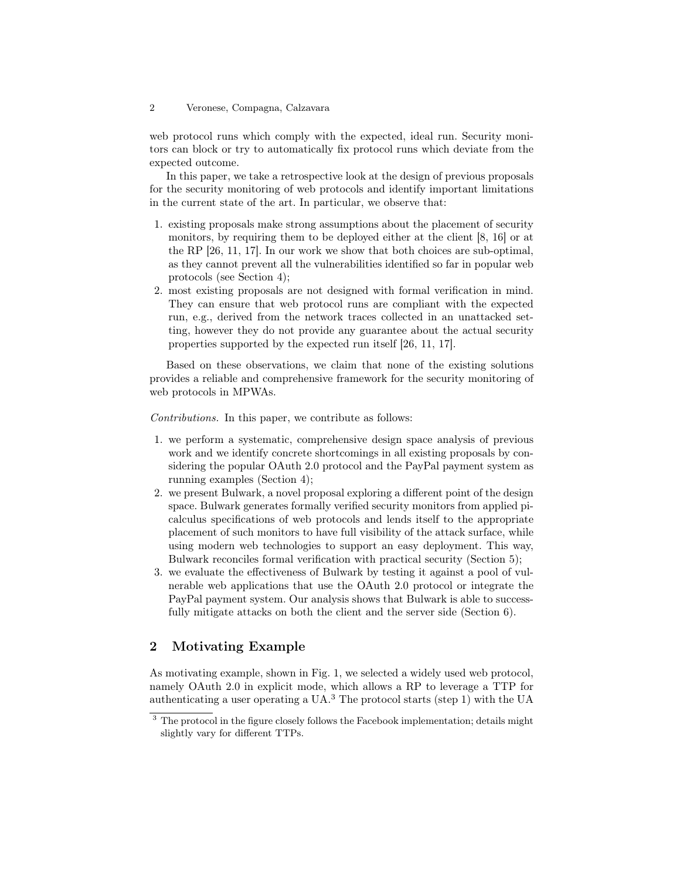web protocol runs which comply with the expected, ideal run. Security monitors can block or try to automatically fix protocol runs which deviate from the expected outcome.

In this paper, we take a retrospective look at the design of previous proposals for the security monitoring of web protocols and identify important limitations in the current state of the art. In particular, we observe that:

1. existing proposals make strong assumptions about the placement of security monitors, by requiring them to be deployed either at the client [8, 16] or at the RP [26, 11, 17]. In our work we show that both choices are sub-optimal, as they cannot prevent all the vulnerabilities identified so far in popular web protocols (see Section 4);
2. most existing proposals are not designed with formal verification in mind. They can ensure that web protocol runs are compliant with the expected run, e.g., derived from the network traces collected in an unattacked setting, however they do not provide any guarantee about the actual security properties supported by the expected run itself [26, 11, 17].

Based on these observations, we claim that none of the existing solutions provides a reliable and comprehensive framework for the security monitoring of web protocols in MPWAs.

*Contributions.* In this paper, we contribute as follows:

1. we perform a systematic, comprehensive design space analysis of previous work and we identify concrete shortcomings in all existing proposals by considering the popular OAuth 2.0 protocol and the PayPal payment system as running examples (Section 4);
2. we present Bulwark, a novel proposal exploring a different point of the design space. Bulwark generates formally verified security monitors from applied pi-calculus specifications of web protocols and lends itself to the appropriate placement of such monitors to have full visibility of the attack surface, while using modern web technologies to support an easy deployment. This way, Bulwark reconciles formal verification with practical security (Section 5);
3. we evaluate the effectiveness of Bulwark by testing it against a pool of vulnerable web applications that use the OAuth 2.0 protocol or integrate the PayPal payment system. Our analysis shows that Bulwark is able to successfully mitigate attacks on both the client and the server side (Section 6).

## 2 Motivating Example

As motivating example, shown in Fig. 1, we selected a widely used web protocol, namely OAuth 2.0 in explicit mode, which allows a RP to leverage a TTP for authenticating a user operating a UA.[3] The protocol starts (step 1) with the UA

[3] The protocol in the figure closely follows the Facebook implementation; details might slightly vary for different TTPs.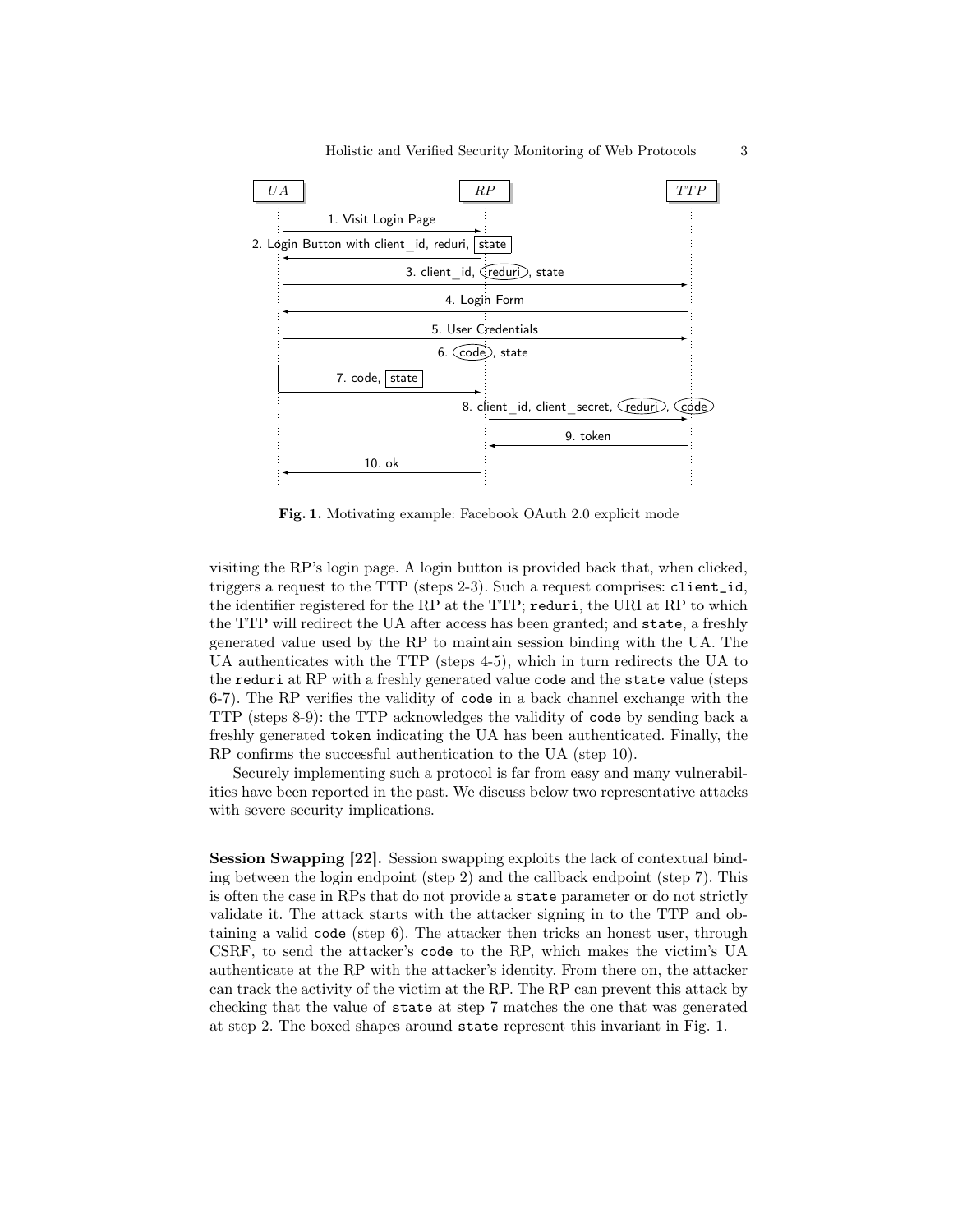Fig. 1. Motivating example: Facebook OAuth 2.0 explicit mode

visiting the RP's login page. A login button is provided back that, when clicked, triggers a request to the TTP (steps 2-3). Such a request comprises: client_id, the identifier registered for the RP at the TTP; reduri, the URI at RP to which the TTP will redirect the UA after access has been granted; and state, a freshly generated value used by the RP to maintain session binding with the UA. The UA authenticates with the TTP (steps 4-5), which in turn redirects the UA to the reduri at RP with a freshly generated value code and the state value (steps 6-7). The RP verifies the validity of code in a back channel exchange with the TTP (steps 8-9): the TTP acknowledges the validity of code by sending back a freshly generated token indicating the UA has been authenticated. Finally, the RP confirms the successful authentication to the UA (step 10).

Securely implementing such a protocol is far from easy and many vulnerabilities have been reported in the past. We discuss below two representative attacks with severe security implications.

**Session Swapping [22].** Session swapping exploits the lack of contextual binding between the login endpoint (step 2) and the callback endpoint (step 7). This is often the case in RPs that do not provide a state parameter or do not strictly validate it. The attack starts with the attacker signing in to the TTP and obtaining a valid code (step 6). The attacker then tricks an honest user, through CSRF, to send the attacker's code to the RP, which makes the victim's UA authenticate at the RP with the attacker's identity. From there on, the attacker can track the activity of the victim at the RP. The RP can prevent this attack by checking that the value of state at step 7 matches the one that was generated at step 2. The boxed shapes around state represent this invariant in Fig. 1.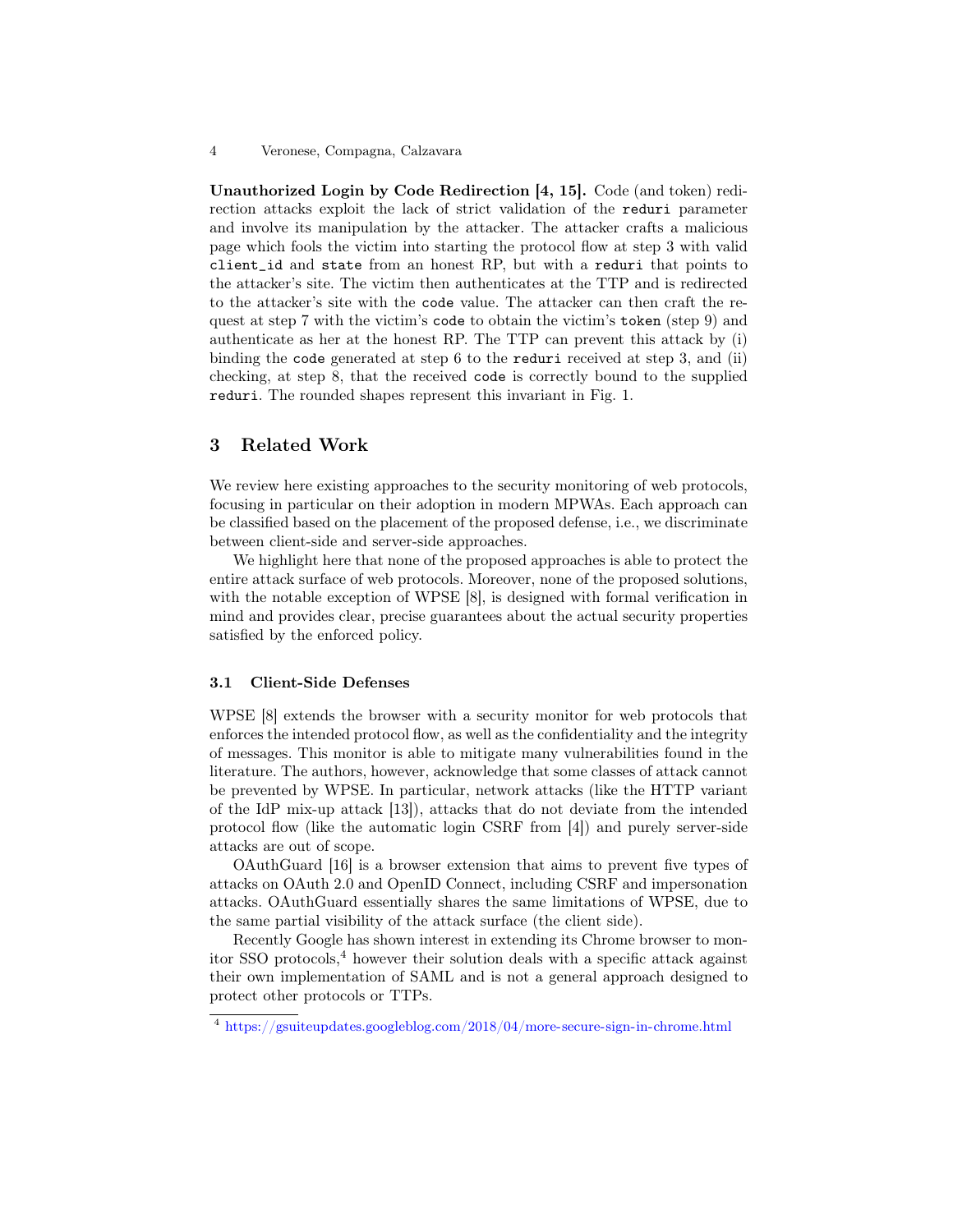**Unauthorized Login by Code Redirection [4, 15].** Code (and token) redirection attacks exploit the lack of strict validation of the `reduri` parameter and involve its manipulation by the attacker. The attacker crafts a malicious page which fools the victim into starting the protocol flow at step 3 with valid `client_id` and `state` from an honest RP, but with a `reduri` that points to the attacker's site. The victim then authenticates at the TTP and is redirected to the attacker's site with the `code` value. The attacker can then craft the request at step 7 with the victim's `code` to obtain the victim's `token` (step 9) and authenticate as her at the honest RP. The TTP can prevent this attack by (i) binding the `code` generated at step 6 to the `reduri` received at step 3, and (ii) checking, at step 8, that the received `code` is correctly bound to the supplied `reduri`. The rounded shapes represent this invariant in Fig. 1.

## 3 Related Work

We review here existing approaches to the security monitoring of web protocols, focusing in particular on their adoption in modern MPWAs. Each approach can be classified based on the placement of the proposed defense, i.e., we discriminate between client-side and server-side approaches.

We highlight here that none of the proposed approaches is able to protect the entire attack surface of web protocols. Moreover, none of the proposed solutions, with the notable exception of WPSE [8], is designed with formal verification in mind and provides clear, precise guarantees about the actual security properties satisfied by the enforced policy.

### 3.1 Client-Side Defenses

WPSE [8] extends the browser with a security monitor for web protocols that enforces the intended protocol flow, as well as the confidentiality and the integrity of messages. This monitor is able to mitigate many vulnerabilities found in the literature. The authors, however, acknowledge that some classes of attack cannot be prevented by WPSE. In particular, network attacks (like the HTTP variant of the IdP mix-up attack [13]), attacks that do not deviate from the intended protocol flow (like the automatic login CSRF from [4]) and purely server-side attacks are out of scope.

OAuthGuard [16] is a browser extension that aims to prevent five types of attacks on OAuth 2.0 and OpenID Connect, including CSRF and impersonation attacks. OAuthGuard essentially shares the same limitations of WPSE, due to the same partial visibility of the attack surface (the client side).

Recently Google has shown interest in extending its Chrome browser to monitor SSO protocols,[4] however their solution deals with a specific attack against their own implementation of SAML and is not a general approach designed to protect other protocols or TTPs.

[4] https://gsuiteupdates.googleblog.com/2018/04/more-secure-sign-in-chrome.html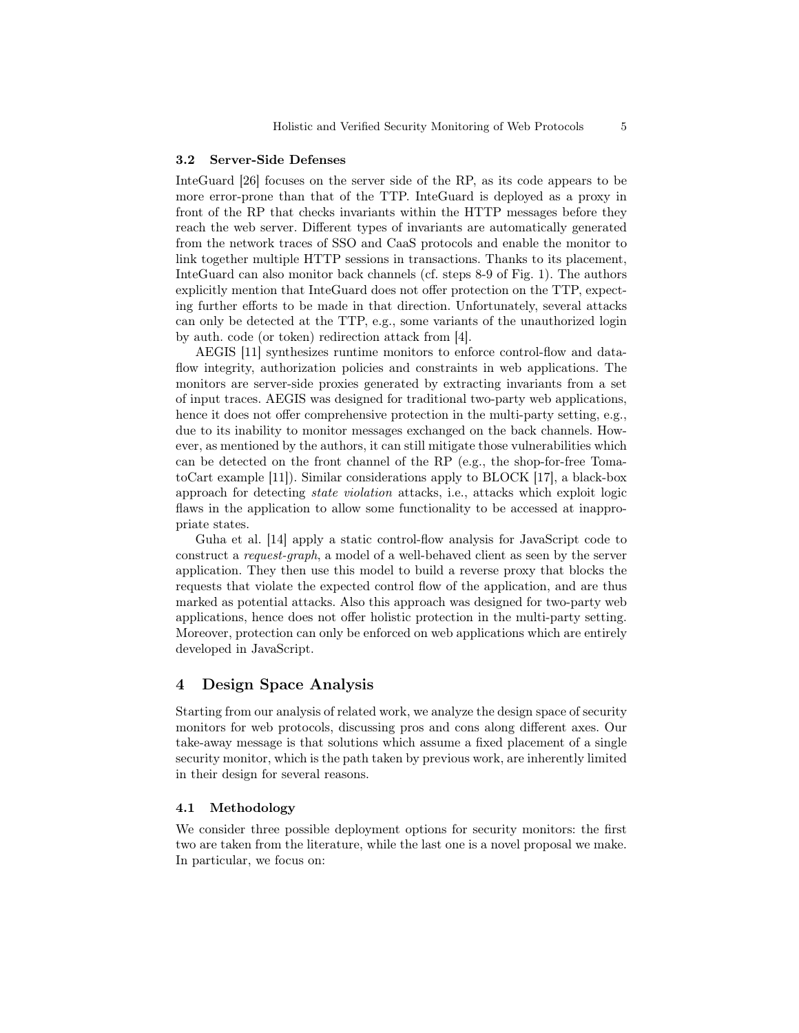### 3.2 Server-Side Defenses

InteGuard [26] focuses on the server side of the RP, as its code appears to be more error-prone than that of the TTP. InteGuard is deployed as a proxy in front of the RP that checks invariants within the HTTP messages before they reach the web server. Different types of invariants are automatically generated from the network traces of SSO and CaaS protocols and enable the monitor to link together multiple HTTP sessions in transactions. Thanks to its placement, InteGuard can also monitor back channels (cf. steps 8-9 of Fig. 1). The authors explicitly mention that InteGuard does not offer protection on the TTP, expecting further efforts to be made in that direction. Unfortunately, several attacks can only be detected at the TTP, e.g., some variants of the unauthorized login by auth. code (or token) redirection attack from [4].

AEGIS [11] synthesizes runtime monitors to enforce control-flow and data-flow integrity, authorization policies and constraints in web applications. The monitors are server-side proxies generated by extracting invariants from a set of input traces. AEGIS was designed for traditional two-party web applications, hence it does not offer comprehensive protection in the multi-party setting, e.g., due to its inability to monitor messages exchanged on the back channels. However, as mentioned by the authors, it can still mitigate those vulnerabilities which can be detected on the front channel of the RP (e.g., the shop-for-free TomatoCart example [11]). Similar considerations apply to BLOCK [17], a black-box approach for detecting *state violation* attacks, i.e., attacks which exploit logic flaws in the application to allow some functionality to be accessed at inappropriate states.

Guha et al. [14] apply a static control-flow analysis for JavaScript code to construct a *request-graph*, a model of a well-behaved client as seen by the server application. They then use this model to build a reverse proxy that blocks the requests that violate the expected control flow of the application, and are thus marked as potential attacks. Also this approach was designed for two-party web applications, hence does not offer holistic protection in the multi-party setting. Moreover, protection can only be enforced on web applications which are entirely developed in JavaScript.

## 4 Design Space Analysis

Starting from our analysis of related work, we analyze the design space of security monitors for web protocols, discussing pros and cons along different axes. Our take-away message is that solutions which assume a fixed placement of a single security monitor, which is the path taken by previous work, are inherently limited in their design for several reasons.

### 4.1 Methodology

We consider three possible deployment options for security monitors: the first two are taken from the literature, while the last one is a novel proposal we make. In particular, we focus on: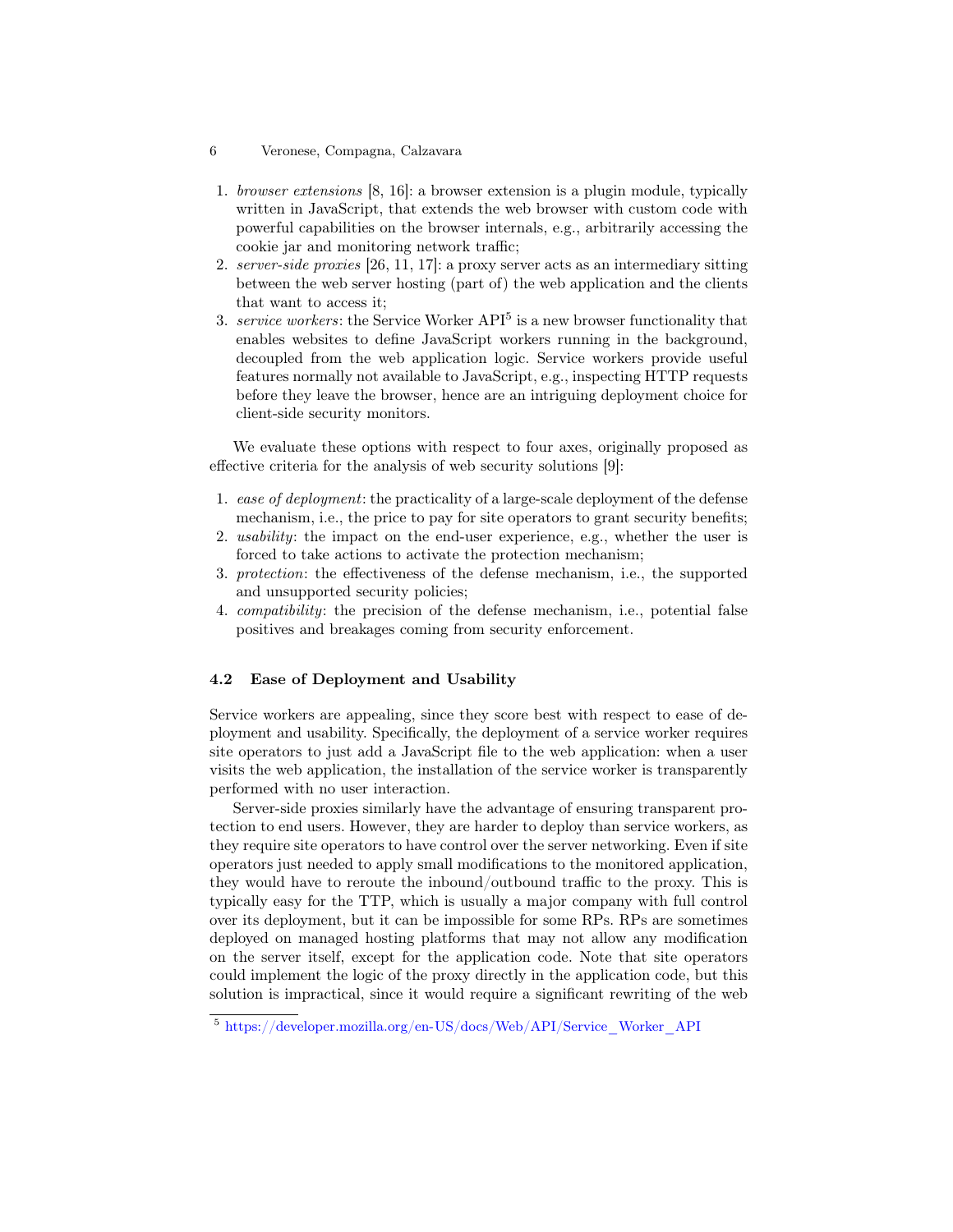1. *browser extensions* [8, 16]: a browser extension is a plugin module, typically written in JavaScript, that extends the web browser with custom code with powerful capabilities on the browser internals, e.g., arbitrarily accessing the cookie jar and monitoring network traffic;
2. *server-side proxies* [26, 11, 17]: a proxy server acts as an intermediary sitting between the web server hosting (part of) the web application and the clients that want to access it;
3. *service workers*: the Service Worker API[5] is a new browser functionality that enables websites to define JavaScript workers running in the background, decoupled from the web application logic. Service workers provide useful features normally not available to JavaScript, e.g., inspecting HTTP requests before they leave the browser, hence are an intriguing deployment choice for client-side security monitors.

We evaluate these options with respect to four axes, originally proposed as effective criteria for the analysis of web security solutions [9]:

1. *ease of deployment*: the practicality of a large-scale deployment of the defense mechanism, i.e., the price to pay for site operators to grant security benefits;
2. *usability*: the impact on the end-user experience, e.g., whether the user is forced to take actions to activate the protection mechanism;
3. *protection*: the effectiveness of the defense mechanism, i.e., the supported and unsupported security policies;
4. *compatibility*: the precision of the defense mechanism, i.e., potential false positives and breakages coming from security enforcement.

### 4.2 Ease of Deployment and Usability

Service workers are appealing, since they score best with respect to ease of deployment and usability. Specifically, the deployment of a service worker requires site operators to just add a JavaScript file to the web application: when a user visits the web application, the installation of the service worker is transparently performed with no user interaction.

Server-side proxies similarly have the advantage of ensuring transparent protection to end users. However, they are harder to deploy than service workers, as they require site operators to have control over the server networking. Even if site operators just needed to apply small modifications to the monitored application, they would have to reroute the inbound/outbound traffic to the proxy. This is typically easy for the TTP, which is usually a major company with full control over its deployment, but it can be impossible for some RPs. RPs are sometimes deployed on managed hosting platforms that may not allow any modification on the server itself, except for the application code. Note that site operators could implement the logic of the proxy directly in the application code, but this solution is impractical, since it would require a significant rewriting of the web

[5] https://developer.mozilla.org/en-US/docs/Web/API/Service_Worker_API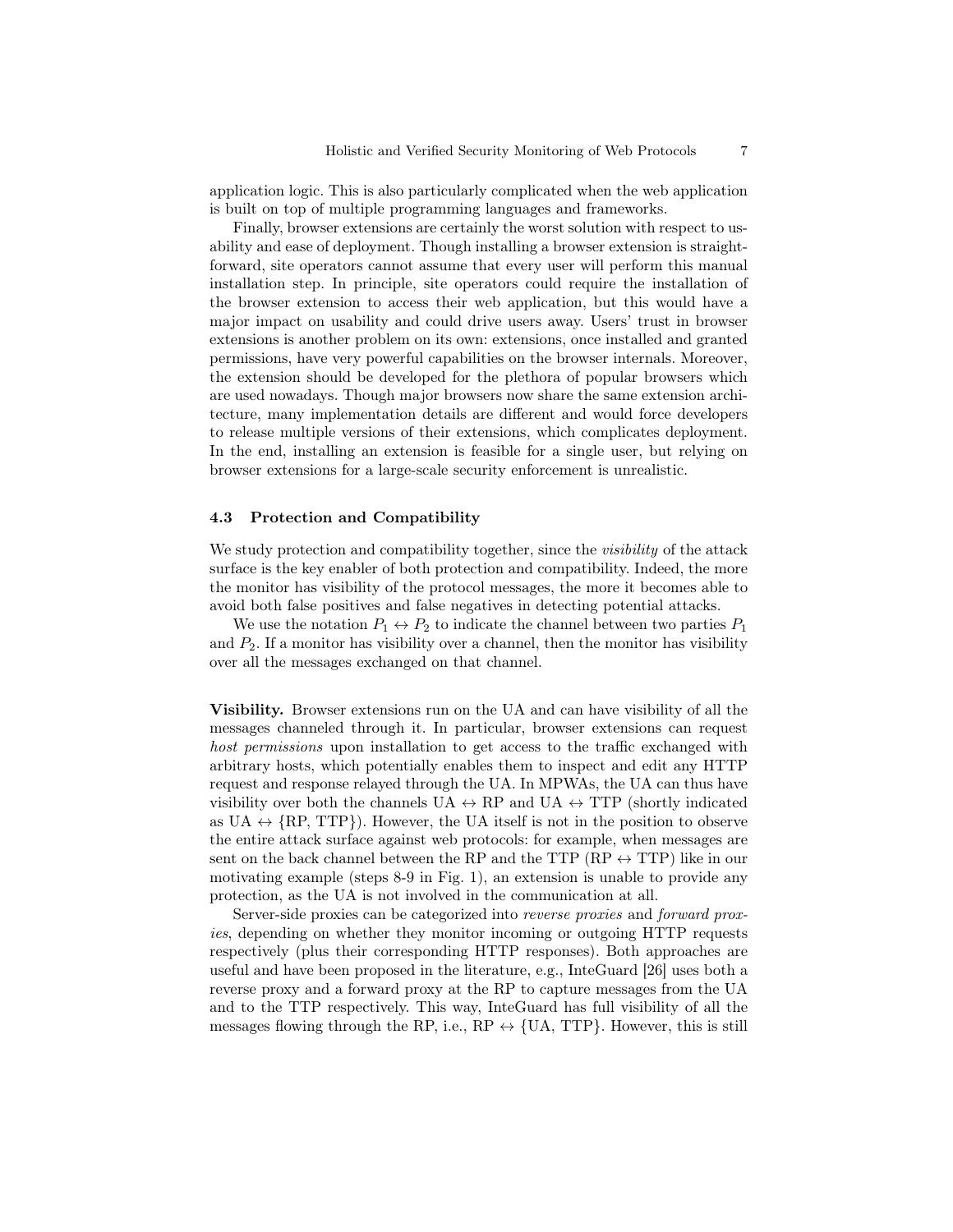application logic. This is also particularly complicated when the web application is built on top of multiple programming languages and frameworks.

Finally, browser extensions are certainly the worst solution with respect to usability and ease of deployment. Though installing a browser extension is straightforward, site operators cannot assume that every user will perform this manual installation step. In principle, site operators could require the installation of the browser extension to access their web application, but this would have a major impact on usability and could drive users away. Users' trust in browser extensions is another problem on its own: extensions, once installed and granted permissions, have very powerful capabilities on the browser internals. Moreover, the extension should be developed for the plethora of popular browsers which are used nowadays. Though major browsers now share the same extension architecture, many implementation details are different and would force developers to release multiple versions of their extensions, which complicates deployment. In the end, installing an extension is feasible for a single user, but relying on browser extensions for a large-scale security enforcement is unrealistic.

### 4.3 Protection and Compatibility

We study protection and compatibility together, since the *visibility* of the attack surface is the key enabler of both protection and compatibility. Indeed, the more the monitor has visibility of the protocol messages, the more it becomes able to avoid both false positives and false negatives in detecting potential attacks.

We use the notation $P_1 \leftrightarrow P_2$ to indicate the channel between two parties $P_1$ and $P_2$. If a monitor has visibility over a channel, then the monitor has visibility over all the messages exchanged on that channel.

**Visibility.** Browser extensions run on the UA and can have visibility of all the messages channeled through it. In particular, browser extensions can request *host permissions* upon installation to get access to the traffic exchanged with arbitrary hosts, which potentially enables them to inspect and edit any HTTP request and response relayed through the UA. In MPWAs, the UA can thus have visibility over both the channels UA $\leftrightarrow$ RP and UA $\leftrightarrow$ TTP (shortly indicated as UA $\leftrightarrow$ {RP, TTP}). However, the UA itself is not in the position to observe the entire attack surface against web protocols: for example, when messages are sent on the back channel between the RP and the TTP (RP $\leftrightarrow$ TTP) like in our motivating example (steps 8-9 in Fig. 1), an extension is unable to provide any protection, as the UA is not involved in the communication at all.

Server-side proxies can be categorized into *reverse proxies* and *forward proxies*, depending on whether they monitor incoming or outgoing HTTP requests respectively (plus their corresponding HTTP responses). Both approaches are useful and have been proposed in the literature, e.g., InteGuard [26] uses both a reverse proxy and a forward proxy at the RP to capture messages from the UA and to the TTP respectively. This way, InteGuard has full visibility of all the messages flowing through the RP, i.e., RP $\leftrightarrow$ {UA, TTP}. However, this is still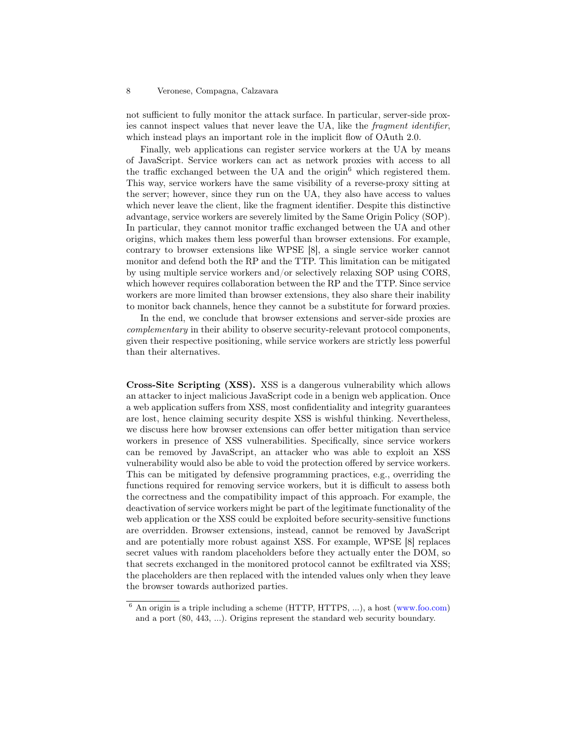not sufficient to fully monitor the attack surface. In particular, server-side proxies cannot inspect values that never leave the UA, like the *fragment identifier*, which instead plays an important role in the implicit flow of OAuth 2.0.

Finally, web applications can register service workers at the UA by means of JavaScript. Service workers can act as network proxies with access to all the traffic exchanged between the UA and the origin[6] which registered them. This way, service workers have the same visibility of a reverse-proxy sitting at the server; however, since they run on the UA, they also have access to values which never leave the client, like the fragment identifier. Despite this distinctive advantage, service workers are severely limited by the Same Origin Policy (SOP). In particular, they cannot monitor traffic exchanged between the UA and other origins, which makes them less powerful than browser extensions. For example, contrary to browser extensions like WPSE [8], a single service worker cannot monitor and defend both the RP and the TTP. This limitation can be mitigated by using multiple service workers and/or selectively relaxing SOP using CORS, which however requires collaboration between the RP and the TTP. Since service workers are more limited than browser extensions, they also share their inability to monitor back channels, hence they cannot be a substitute for forward proxies.

In the end, we conclude that browser extensions and server-side proxies are *complementary* in their ability to observe security-relevant protocol components, given their respective positioning, while service workers are strictly less powerful than their alternatives.

**Cross-Site Scripting (XSS).** XSS is a dangerous vulnerability which allows an attacker to inject malicious JavaScript code in a benign web application. Once a web application suffers from XSS, most confidentiality and integrity guarantees are lost, hence claiming security despite XSS is wishful thinking. Nevertheless, we discuss here how browser extensions can offer better mitigation than service workers in presence of XSS vulnerabilities. Specifically, since service workers can be removed by JavaScript, an attacker who was able to exploit an XSS vulnerability would also be able to void the protection offered by service workers. This can be mitigated by defensive programming practices, e.g., overriding the functions required for removing service workers, but it is difficult to assess both the correctness and the compatibility impact of this approach. For example, the deactivation of service workers might be part of the legitimate functionality of the web application or the XSS could be exploited before security-sensitive functions are overridden. Browser extensions, instead, cannot be removed by JavaScript and are potentially more robust against XSS. For example, WPSE [8] replaces secret values with random placeholders before they actually enter the DOM, so that secrets exchanged in the monitored protocol cannot be exfiltrated via XSS; the placeholders are then replaced with the intended values only when they leave the browser towards authorized parties.

[6] An origin is a triple including a scheme (HTTP, HTTPS, ...), a host (www.foo.com) and a port (80, 443, ...). Origins represent the standard web security boundary.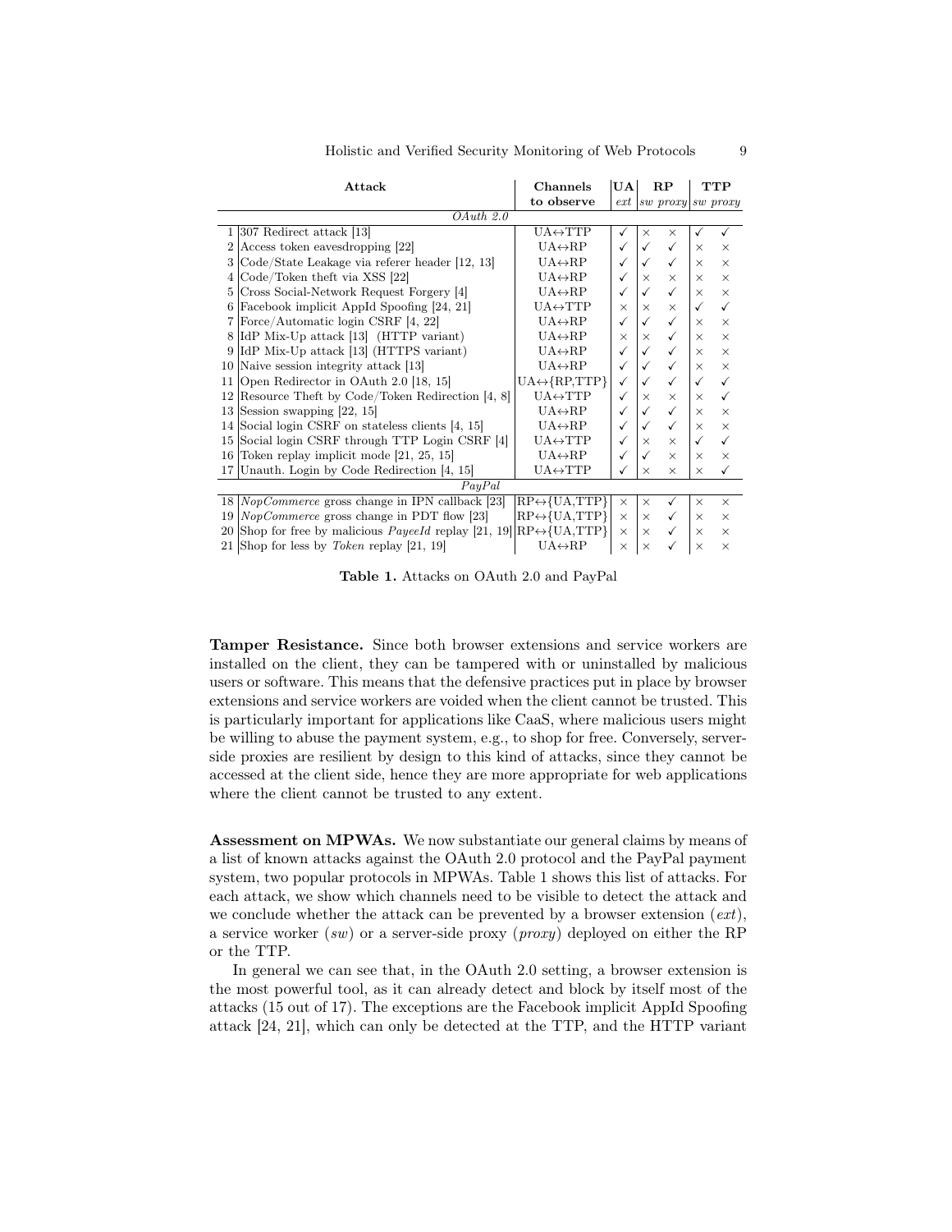| | Attack | Channels to observe | UA | RP | | TTP | |
|---|---|---|---|---|---|---|---|
| | | | *ext* | *sw* | *proxy* | *sw* | *proxy* |
| | *OAuth 2.0* | | | | | | |
| 1 | 307 Redirect attack [13] | UA↔TTP | ✓ | × | × | ✓ | ✓ |
| 2 | Access token eavesdropping [22] | UA↔RP | ✓ | ✓ | ✓ | × | × |
| 3 | Code/State Leakage via referer header [12, 13] | UA↔RP | ✓ | ✓ | ✓ | × | × |
| 4 | Code/Token theft via XSS [22] | UA↔RP | ✓ | × | × | × | × |
| 5 | Cross Social-Network Request Forgery [4] | UA↔RP | ✓ | ✓ | ✓ | × | × |
| 6 | Facebook implicit AppId Spoofing [24, 21] | UA↔TTP | × | × | × | ✓ | ✓ |
| 7 | Force/Automatic login CSRF [4, 22] | UA↔RP | ✓ | ✓ | ✓ | × | × |
| 8 | IdP Mix-Up attack [13] (HTTP variant) | UA↔RP | × | × | ✓ | × | × |
| 9 | IdP Mix-Up attack [13] (HTTPS variant) | UA↔RP | ✓ | ✓ | ✓ | × | × |
| 10 | Naive session integrity attack [13] | UA↔RP | ✓ | ✓ | ✓ | × | × |
| 11 | Open Redirector in OAuth 2.0 [18, 15] | UA↔{RP,TTP} | ✓ | ✓ | ✓ | ✓ | ✓ |
| 12 | Resource Theft by Code/Token Redirection [4, 8] | UA↔TTP | ✓ | × | × | × | ✓ |
| 13 | Session swapping [22, 15] | UA↔RP | ✓ | ✓ | ✓ | × | × |
| 14 | Social login CSRF on stateless clients [4, 15] | UA↔RP | ✓ | ✓ | ✓ | × | × |
| 15 | Social login CSRF through TTP Login CSRF [4] | UA↔TTP | ✓ | × | × | ✓ | ✓ |
| 16 | Token replay implicit mode [21, 25, 15] | UA↔RP | ✓ | ✓ | × | × | × |
| 17 | Unauth. Login by Code Redirection [4, 15] | UA↔TTP | ✓ | × | × | × | ✓ |
| | *PayPal* | | | | | | |
| 18 | *NopCommerce* gross change in IPN callback [23] | RP↔{UA,TTP} | × | × | ✓ | × | × |
| 19 | *NopCommerce* gross change in PDT flow [23] | RP↔{UA,TTP} | × | × | ✓ | × | × |
| 20 | Shop for free by malicious *PayeeId* replay [21, 19] | RP↔{UA,TTP} | × | × | ✓ | × | × |
| 21 | Shop for less by *Token* replay [21, 19] | UA↔RP | × | × | ✓ | × | × |

**Table 1.** Attacks on OAuth 2.0 and PayPal

**Tamper Resistance.** Since both browser extensions and service workers are installed on the client, they can be tampered with or uninstalled by malicious users or software. This means that the defensive practices put in place by browser extensions and service workers are voided when the client cannot be trusted. This is particularly important for applications like CaaS, where malicious users might be willing to abuse the payment system, e.g., to shop for free. Conversely, server-side proxies are resilient by design to this kind of attacks, since they cannot be accessed at the client side, hence they are more appropriate for web applications where the client cannot be trusted to any extent.

**Assessment on MPWAs.** We now substantiate our general claims by means of a list of known attacks against the OAuth 2.0 protocol and the PayPal payment system, two popular protocols in MPWAs. Table 1 shows this list of attacks. For each attack, we show which channels need to be visible to detect the attack and we conclude whether the attack can be prevented by a browser extension (*ext*), a service worker (*sw*) or a server-side proxy (*proxy*) deployed on either the RP or the TTP.

In general we can see that, in the OAuth 2.0 setting, a browser extension is the most powerful tool, as it can already detect and block by itself most of the attacks (15 out of 17). The exceptions are the Facebook implicit AppId Spoofing attack [24, 21], which can only be detected at the TTP, and the HTTP variant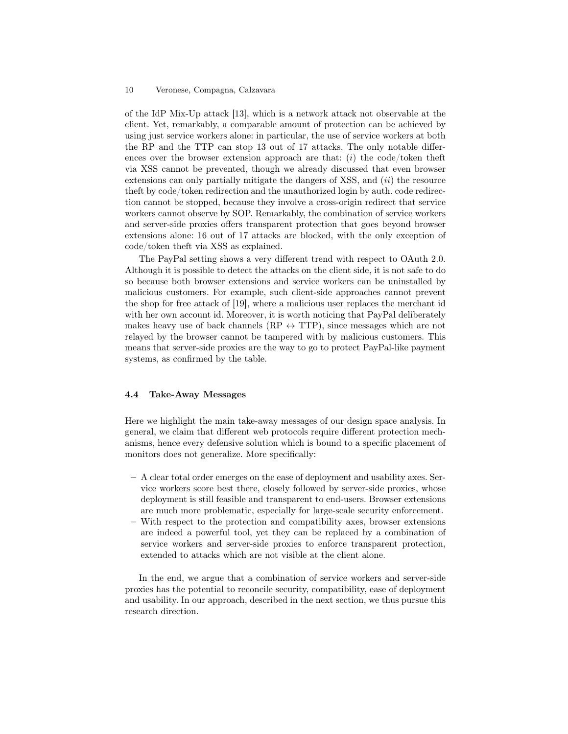of the IdP Mix-Up attack [13], which is a network attack not observable at the client. Yet, remarkably, a comparable amount of protection can be achieved by using just service workers alone: in particular, the use of service workers at both the RP and the TTP can stop 13 out of 17 attacks. The only notable differences over the browser extension approach are that: (*i*) the code/token theft via XSS cannot be prevented, though we already discussed that even browser extensions can only partially mitigate the dangers of XSS, and (*ii*) the resource theft by code/token redirection and the unauthorized login by auth. code redirection cannot be stopped, because they involve a cross-origin redirect that service workers cannot observe by SOP. Remarkably, the combination of service workers and server-side proxies offers transparent protection that goes beyond browser extensions alone: 16 out of 17 attacks are blocked, with the only exception of code/token theft via XSS as explained.

The PayPal setting shows a very different trend with respect to OAuth 2.0. Although it is possible to detect the attacks on the client side, it is not safe to do so because both browser extensions and service workers can be uninstalled by malicious customers. For example, such client-side approaches cannot prevent the shop for free attack of [19], where a malicious user replaces the merchant id with her own account id. Moreover, it is worth noticing that PayPal deliberately makes heavy use of back channels (RP $\leftrightarrow$ TTP), since messages which are not relayed by the browser cannot be tampered with by malicious customers. This means that server-side proxies are the way to go to protect PayPal-like payment systems, as confirmed by the table.

### 4.4 Take-Away Messages

Here we highlight the main take-away messages of our design space analysis. In general, we claim that different web protocols require different protection mechanisms, hence every defensive solution which is bound to a specific placement of monitors does not generalize. More specifically:

- A clear total order emerges on the ease of deployment and usability axes. Service workers score best there, closely followed by server-side proxies, whose deployment is still feasible and transparent to end-users. Browser extensions are much more problematic, especially for large-scale security enforcement.
- With respect to the protection and compatibility axes, browser extensions are indeed a powerful tool, yet they can be replaced by a combination of service workers and server-side proxies to enforce transparent protection, extended to attacks which are not visible at the client alone.

In the end, we argue that a combination of service workers and server-side proxies has the potential to reconcile security, compatibility, ease of deployment and usability. In our approach, described in the next section, we thus pursue this research direction.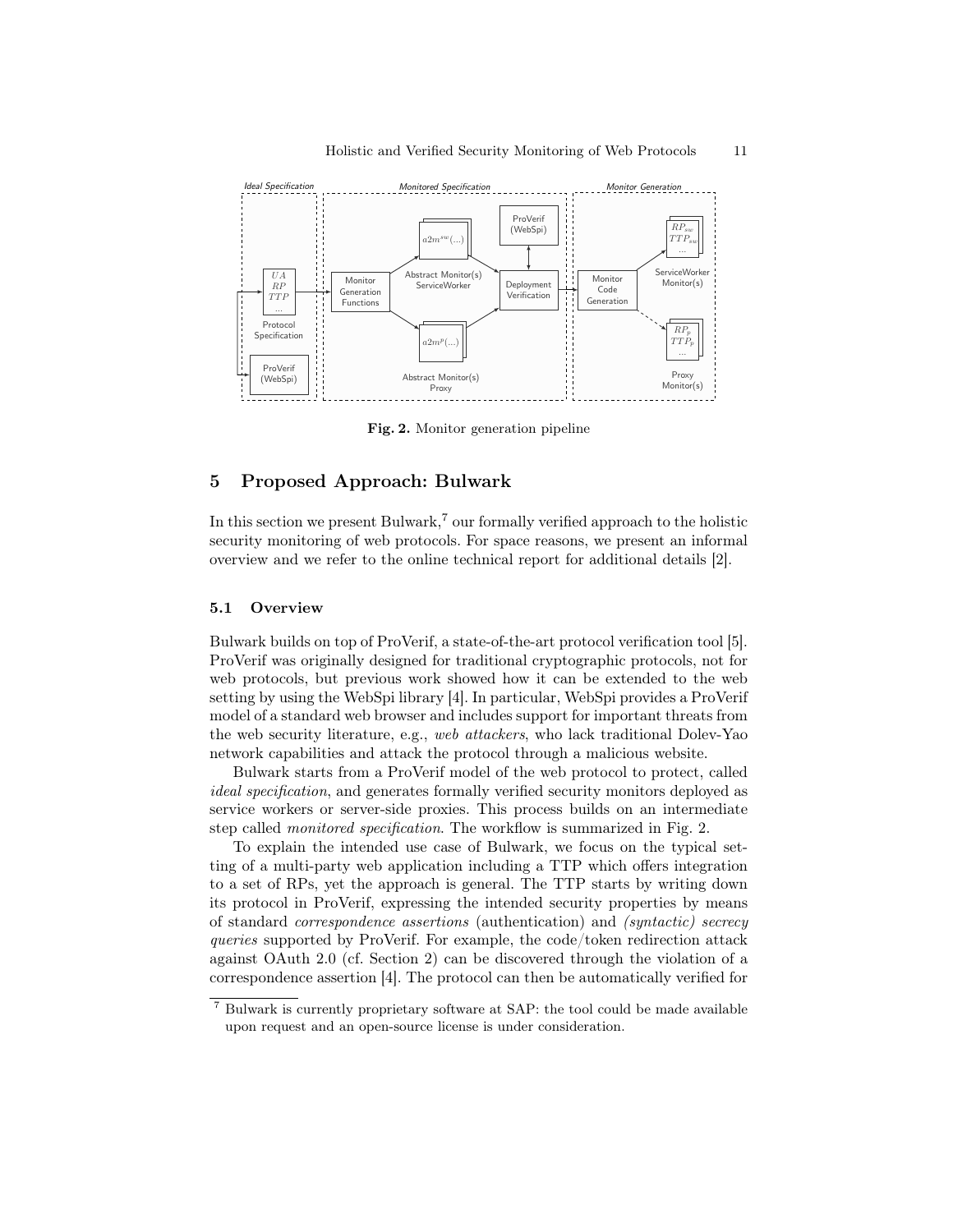Fig. 2. Monitor generation pipeline

## 5 Proposed Approach: Bulwark

In this section we present Bulwark,[7] our formally verified approach to the holistic security monitoring of web protocols. For space reasons, we present an informal overview and we refer to the online technical report for additional details [2].

### 5.1 Overview

Bulwark builds on top of ProVerif, a state-of-the-art protocol verification tool [5]. ProVerif was originally designed for traditional cryptographic protocols, not for web protocols, but previous work showed how it can be extended to the web setting by using the WebSpi library [4]. In particular, WebSpi provides a ProVerif model of a standard web browser and includes support for important threats from the web security literature, e.g., *web attackers*, who lack traditional Dolev-Yao network capabilities and attack the protocol through a malicious website.

Bulwark starts from a ProVerif model of the web protocol to protect, called *ideal specification*, and generates formally verified security monitors deployed as service workers or server-side proxies. This process builds on an intermediate step called *monitored specification*. The workflow is summarized in Fig. 2.

To explain the intended use case of Bulwark, we focus on the typical setting of a multi-party web application including a TTP which offers integration to a set of RPs, yet the approach is general. The TTP starts by writing down its protocol in ProVerif, expressing the intended security properties by means of standard *correspondence assertions* (authentication) and *(syntactic) secrecy queries* supported by ProVerif. For example, the code/token redirection attack against OAuth 2.0 (cf. Section 2) can be discovered through the violation of a correspondence assertion [4]. The protocol can then be automatically verified for

[7] Bulwark is currently proprietary software at SAP: the tool could be made available upon request and an open-source license is under consideration.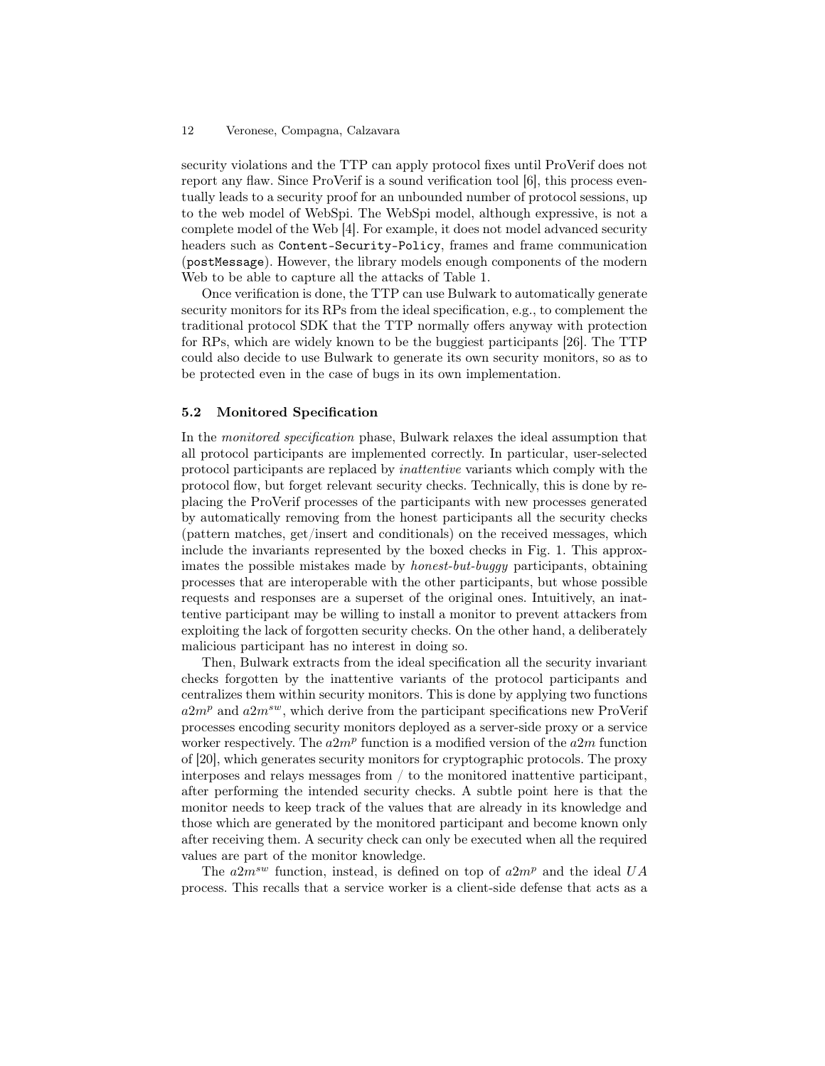security violations and the TTP can apply protocol fixes until ProVerif does not report any flaw. Since ProVerif is a sound verification tool [6], this process eventually leads to a security proof for an unbounded number of protocol sessions, up to the web model of WebSpi. The WebSpi model, although expressive, is not a complete model of the Web [4]. For example, it does not model advanced security headers such as `Content-Security-Policy`, frames and frame communication (`postMessage`). However, the library models enough components of the modern Web to be able to capture all the attacks of Table 1.

Once verification is done, the TTP can use Bulwark to automatically generate security monitors for its RPs from the ideal specification, e.g., to complement the traditional protocol SDK that the TTP normally offers anyway with protection for RPs, which are widely known to be the buggiest participants [26]. The TTP could also decide to use Bulwark to generate its own security monitors, so as to be protected even in the case of bugs in its own implementation.

### 5.2 Monitored Specification

In the *monitored specification* phase, Bulwark relaxes the ideal assumption that all protocol participants are implemented correctly. In particular, user-selected protocol participants are replaced by *inattentive* variants which comply with the protocol flow, but forget relevant security checks. Technically, this is done by replacing the ProVerif processes of the participants with new processes generated by automatically removing from the honest participants all the security checks (pattern matches, get/insert and conditionals) on the received messages, which include the invariants represented by the boxed checks in Fig. 1. This approximates the possible mistakes made by *honest-but-buggy* participants, obtaining processes that are interoperable with the other participants, but whose possible requests and responses are a superset of the original ones. Intuitively, an inattentive participant may be willing to install a monitor to prevent attackers from exploiting the lack of forgotten security checks. On the other hand, a deliberately malicious participant has no interest in doing so.

Then, Bulwark extracts from the ideal specification all the security invariant checks forgotten by the inattentive variants of the protocol participants and centralizes them within security monitors. This is done by applying two functions $a2m^p$ and $a2m^{sw}$, which derive from the participant specifications new ProVerif processes encoding security monitors deployed as a server-side proxy or a service worker respectively. The $a2m^p$ function is a modified version of the $a2m$ function of [20], which generates security monitors for cryptographic protocols. The proxy interposes and relays messages from / to the monitored inattentive participant, after performing the intended security checks. A subtle point here is that the monitor needs to keep track of the values that are already in its knowledge and those which are generated by the monitored participant and become known only after receiving them. A security check can only be executed when all the required values are part of the monitor knowledge.

The $a2m^{sw}$ function, instead, is defined on top of $a2m^p$ and the ideal $UA$ process. This recalls that a service worker is a client-side defense that acts as a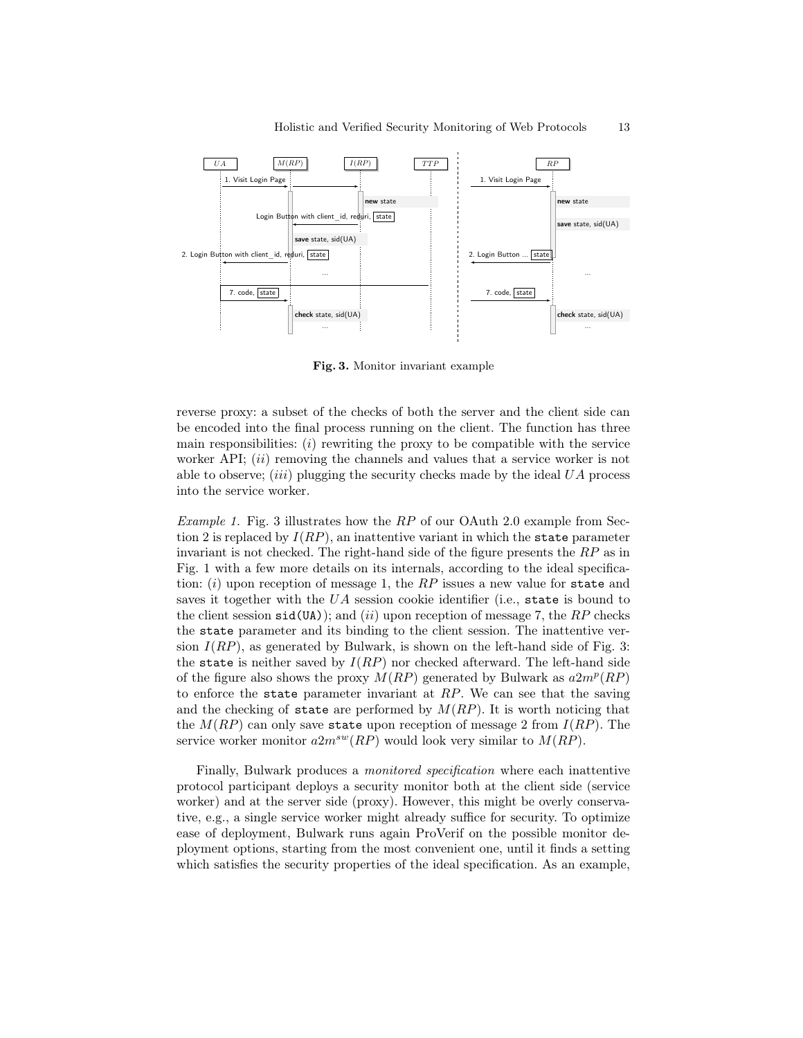**Fig. 3.** Monitor invariant example

reverse proxy: a subset of the checks of both the server and the client side can be encoded into the final process running on the client. The function has three main responsibilities: (*i*) rewriting the proxy to be compatible with the service worker API; (*ii*) removing the channels and values that a service worker is not able to observe; (*iii*) plugging the security checks made by the ideal $UA$ process into the service worker.

*Example 1.* Fig. 3 illustrates how the $RP$ of our OAuth 2.0 example from Section 2 is replaced by $I(RP)$, an inattentive variant in which the `state` parameter invariant is not checked. The right-hand side of the figure presents the $RP$ as in Fig. 1 with a few more details on its internals, according to the ideal specification: (*i*) upon reception of message 1, the $RP$ issues a new value for `state` and saves it together with the $UA$ session cookie identifier (i.e., `state` is bound to the client session `sid(UA)`); and (*ii*) upon reception of message 7, the $RP$ checks the `state` parameter and its binding to the client session. The inattentive version $I(RP)$, as generated by Bulwark, is shown on the left-hand side of Fig. 3: the `state` is neither saved by $I(RP)$ nor checked afterward. The left-hand side of the figure also shows the proxy $M(RP)$ generated by Bulwark as $a2m^p(RP)$ to enforce the `state` parameter invariant at $RP$. We can see that the saving and the checking of `state` are performed by $M(RP)$. It is worth noticing that the $M(RP)$ can only save `state` upon reception of message 2 from $I(RP)$. The service worker monitor $a2m^{sw}(RP)$ would look very similar to $M(RP)$.

Finally, Bulwark produces a *monitored specification* where each inattentive protocol participant deploys a security monitor both at the client side (service worker) and at the server side (proxy). However, this might be overly conservative, e.g., a single service worker might already suffice for security. To optimize ease of deployment, Bulwark runs again ProVerif on the possible monitor deployment options, starting from the most convenient one, until it finds a setting which satisfies the security properties of the ideal specification. As an example,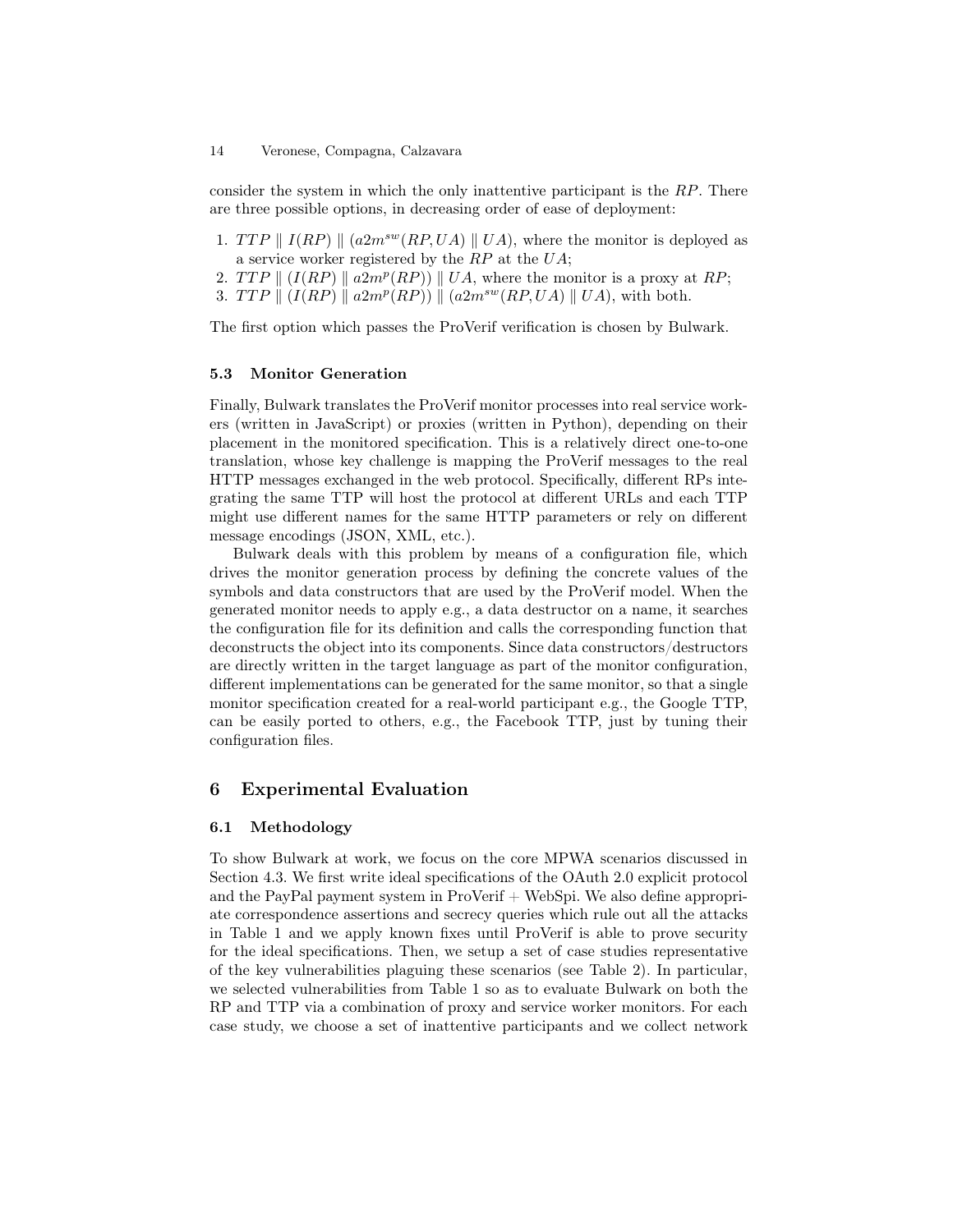consider the system in which the only inattentive participant is the $RP$. There are three possible options, in decreasing order of ease of deployment:

1. $TTP \parallel I(RP) \parallel (a2m^{sw}(RP, UA) \parallel UA)$, where the monitor is deployed as a service worker registered by the $RP$ at the $UA$;
2. $TTP \parallel (I(RP) \parallel a2m^{p}(RP)) \parallel UA$, where the monitor is a proxy at $RP$;
3. $TTP \parallel (I(RP) \parallel a2m^{p}(RP)) \parallel (a2m^{sw}(RP, UA) \parallel UA)$, with both.

The first option which passes the ProVerif verification is chosen by Bulwark.

### 5.3 Monitor Generation

Finally, Bulwark translates the ProVerif monitor processes into real service workers (written in JavaScript) or proxies (written in Python), depending on their placement in the monitored specification. This is a relatively direct one-to-one translation, whose key challenge is mapping the ProVerif messages to the real HTTP messages exchanged in the web protocol. Specifically, different RPs integrating the same TTP will host the protocol at different URLs and each TTP might use different names for the same HTTP parameters or rely on different message encodings (JSON, XML, etc.).

Bulwark deals with this problem by means of a configuration file, which drives the monitor generation process by defining the concrete values of the symbols and data constructors that are used by the ProVerif model. When the generated monitor needs to apply e.g., a data destructor on a name, it searches the configuration file for its definition and calls the corresponding function that deconstructs the object into its components. Since data constructors/destructors are directly written in the target language as part of the monitor configuration, different implementations can be generated for the same monitor, so that a single monitor specification created for a real-world participant e.g., the Google TTP, can be easily ported to others, e.g., the Facebook TTP, just by tuning their configuration files.

## 6 Experimental Evaluation

### 6.1 Methodology

To show Bulwark at work, we focus on the core MPWA scenarios discussed in Section 4.3. We first write ideal specifications of the OAuth 2.0 explicit protocol and the PayPal payment system in ProVerif + WebSpi. We also define appropriate correspondence assertions and secrecy queries which rule out all the attacks in Table 1 and we apply known fixes until ProVerif is able to prove security for the ideal specifications. Then, we setup a set of case studies representative of the key vulnerabilities plaguing these scenarios (see Table 2). In particular, we selected vulnerabilities from Table 1 so as to evaluate Bulwark on both the RP and TTP via a combination of proxy and service worker monitors. For each case study, we choose a set of inattentive participants and we collect network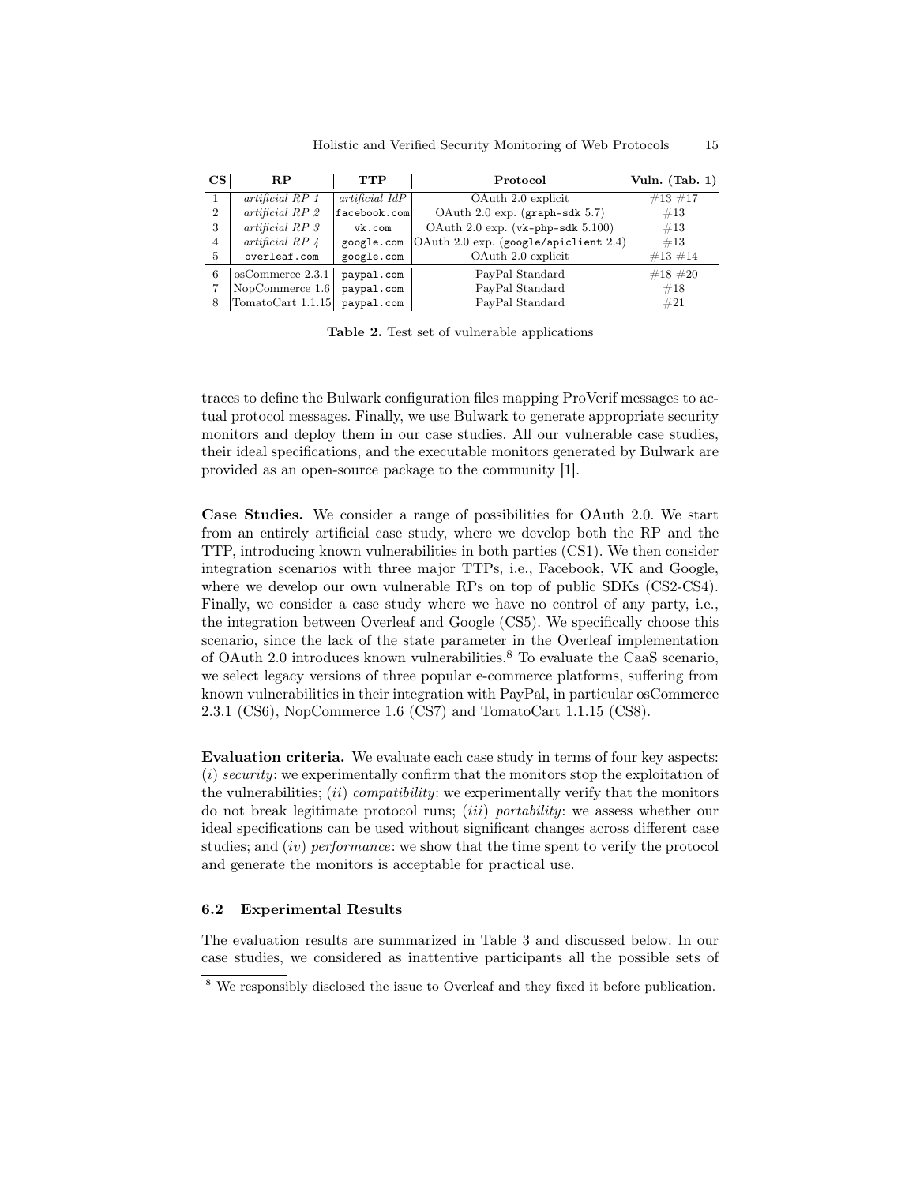| CS | RP | TTP | Protocol | Vuln. (Tab. 1) |
|---|---|---|---|---|
| 1 | *artificial RP 1* | *artificial IdP* | OAuth 2.0 explicit | #13 #17 |
| 2 | *artificial RP 2* | `facebook.com` | OAuth 2.0 exp. (`graph-sdk` 5.7) | #13 |
| 3 | *artificial RP 3* | `vk.com` | OAuth 2.0 exp. (`vk-php-sdk` 5.100) | #13 |
| 4 | *artificial RP 4* | `google.com` | OAuth 2.0 exp. (`google/apiclient` 2.4) | #13 |
| 5 | `overleaf.com` | `google.com` | OAuth 2.0 explicit | #13 #14 |
| 6 | osCommerce 2.3.1 | `paypal.com` | PayPal Standard | #18 #20 |
| 7 | NopCommerce 1.6 | `paypal.com` | PayPal Standard | #18 |
| 8 | TomatoCart 1.1.15 | `paypal.com` | PayPal Standard | #21 |

**Table 2.** Test set of vulnerable applications

traces to define the Bulwark configuration files mapping ProVerif messages to actual protocol messages. Finally, we use Bulwark to generate appropriate security monitors and deploy them in our case studies. All our vulnerable case studies, their ideal specifications, and the executable monitors generated by Bulwark are provided as an open-source package to the community [1].

**Case Studies.** We consider a range of possibilities for OAuth 2.0. We start from an entirely artificial case study, where we develop both the RP and the TTP, introducing known vulnerabilities in both parties (CS1). We then consider integration scenarios with three major TTPs, i.e., Facebook, VK and Google, where we develop our own vulnerable RPs on top of public SDKs (CS2-CS4). Finally, we consider a case study where we have no control of any party, i.e., the integration between Overleaf and Google (CS5). We specifically choose this scenario, since the lack of the state parameter in the Overleaf implementation of OAuth 2.0 introduces known vulnerabilities.[8] To evaluate the CaaS scenario, we select legacy versions of three popular e-commerce platforms, suffering from known vulnerabilities in their integration with PayPal, in particular osCommerce 2.3.1 (CS6), NopCommerce 1.6 (CS7) and TomatoCart 1.1.15 (CS8).

**Evaluation criteria.** We evaluate each case study in terms of four key aspects: (*i*) *security*: we experimentally confirm that the monitors stop the exploitation of the vulnerabilities; (*ii*) *compatibility*: we experimentally verify that the monitors do not break legitimate protocol runs; (*iii*) *portability*: we assess whether our ideal specifications can be used without significant changes across different case studies; and (*iv*) *performance*: we show that the time spent to verify the protocol and generate the monitors is acceptable for practical use.

### 6.2 Experimental Results

The evaluation results are summarized in Table 3 and discussed below. In our case studies, we considered as inattentive participants all the possible sets of

[8] We responsibly disclosed the issue to Overleaf and they fixed it before publication.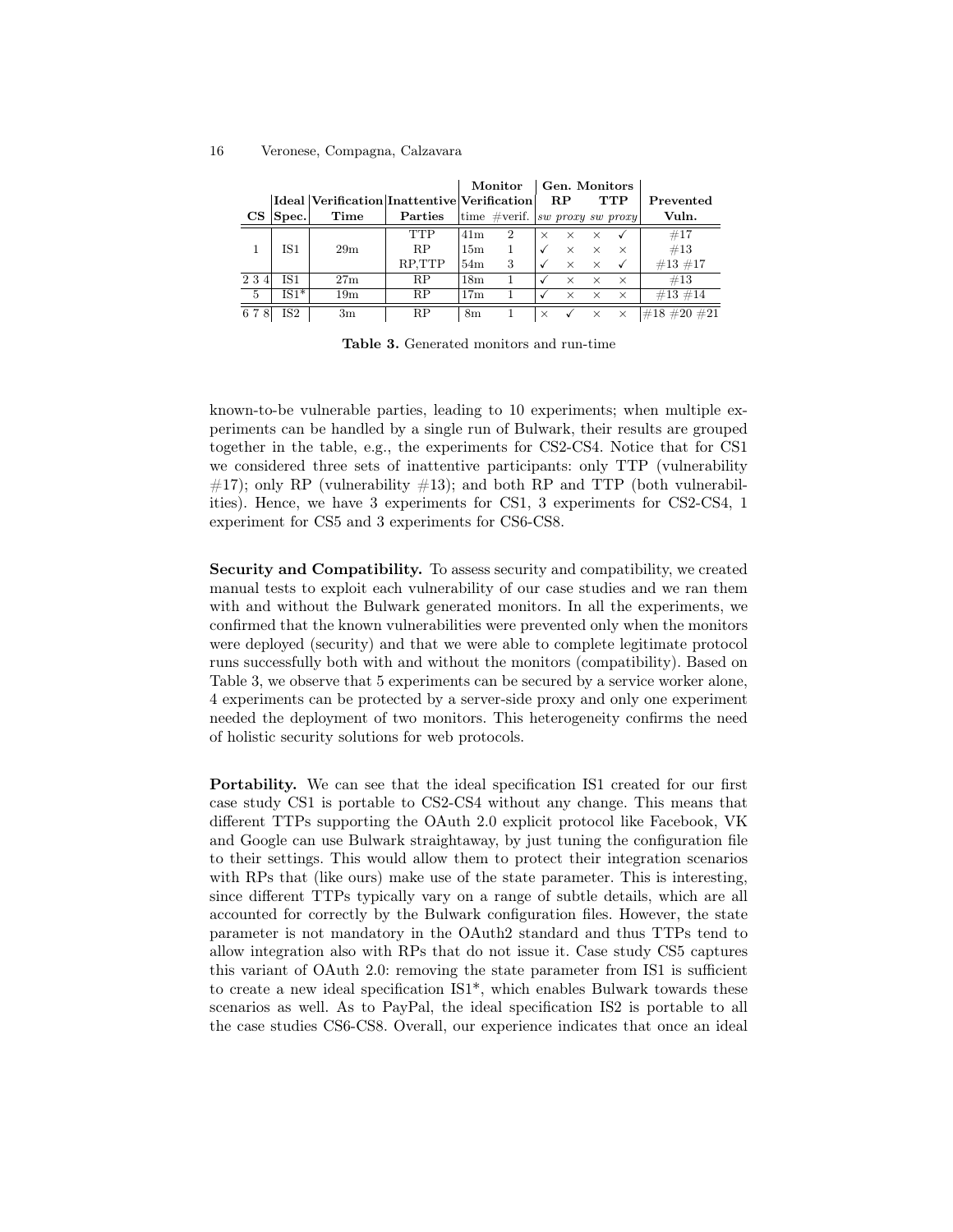| CS | Ideal Spec. | Verification Time | Inattentive Parties | Monitor Verification time | Monitor Verification #verif. | Gen. Monitors RP sw | Gen. Monitors RP proxy | Gen. Monitors TTP sw | Gen. Monitors TTP proxy | Prevented Vuln. |
|---|---|---|---|---|---|---|---|---|---|---|
| 1 | IS1 | 29m | TTP | 41m | 2 | × | × | × | ✓ | #17 |
| | | | RP | 15m | 1 | ✓ | × | × | × | #13 |
| | | | RP,TTP | 54m | 3 | ✓ | × | × | ✓ | #13 #17 |
| 2 3 4 | IS1 | 27m | RP | 18m | 1 | ✓ | × | × | × | #13 |
| 5 | IS1* | 19m | RP | 17m | 1 | ✓ | × | × | × | #13 #14 |
| 6 7 8 | IS2 | 3m | RP | 8m | 1 | × | ✓ | × | × | #18 #20 #21 |

**Table 3.** Generated monitors and run-time

known-to-be vulnerable parties, leading to 10 experiments; when multiple experiments can be handled by a single run of Bulwark, their results are grouped together in the table, e.g., the experiments for CS2-CS4. Notice that for CS1 we considered three sets of inattentive participants: only TTP (vulnerability #17); only RP (vulnerability #13); and both RP and TTP (both vulnerabilities). Hence, we have 3 experiments for CS1, 3 experiments for CS2-CS4, 1 experiment for CS5 and 3 experiments for CS6-CS8.

**Security and Compatibility.** To assess security and compatibility, we created manual tests to exploit each vulnerability of our case studies and we ran them with and without the Bulwark generated monitors. In all the experiments, we confirmed that the known vulnerabilities were prevented only when the monitors were deployed (security) and that we were able to complete legitimate protocol runs successfully both with and without the monitors (compatibility). Based on Table 3, we observe that 5 experiments can be secured by a service worker alone, 4 experiments can be protected by a server-side proxy and only one experiment needed the deployment of two monitors. This heterogeneity confirms the need of holistic security solutions for web protocols.

**Portability.** We can see that the ideal specification IS1 created for our first case study CS1 is portable to CS2-CS4 without any change. This means that different TTPs supporting the OAuth 2.0 explicit protocol like Facebook, VK and Google can use Bulwark straightaway, by just tuning the configuration file to their settings. This would allow them to protect their integration scenarios with RPs that (like ours) make use of the state parameter. This is interesting, since different TTPs typically vary on a range of subtle details, which are all accounted for correctly by the Bulwark configuration files. However, the state parameter is not mandatory in the OAuth2 standard and thus TTPs tend to allow integration also with RPs that do not issue it. Case study CS5 captures this variant of OAuth 2.0: removing the state parameter from IS1 is sufficient to create a new ideal specification IS1*, which enables Bulwark towards these scenarios as well. As to PayPal, the ideal specification IS2 is portable to all the case studies CS6-CS8. Overall, our experience indicates that once an ideal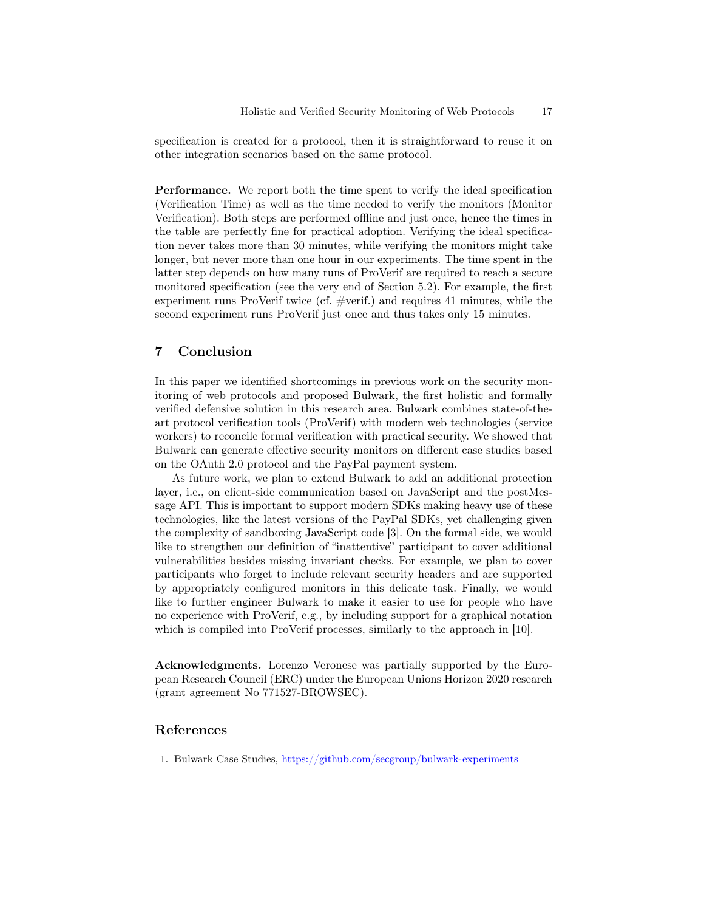specification is created for a protocol, then it is straightforward to reuse it on other integration scenarios based on the same protocol.

**Performance.** We report both the time spent to verify the ideal specification (Verification Time) as well as the time needed to verify the monitors (Monitor Verification). Both steps are performed offline and just once, hence the times in the table are perfectly fine for practical adoption. Verifying the ideal specification never takes more than 30 minutes, while verifying the monitors might take longer, but never more than one hour in our experiments. The time spent in the latter step depends on how many runs of ProVerif are required to reach a secure monitored specification (see the very end of Section 5.2). For example, the first experiment runs ProVerif twice (cf. #verif.) and requires 41 minutes, while the second experiment runs ProVerif just once and thus takes only 15 minutes.

## 7 Conclusion

In this paper we identified shortcomings in previous work on the security monitoring of web protocols and proposed Bulwark, the first holistic and formally verified defensive solution in this research area. Bulwark combines state-of-the-art protocol verification tools (ProVerif) with modern web technologies (service workers) to reconcile formal verification with practical security. We showed that Bulwark can generate effective security monitors on different case studies based on the OAuth 2.0 protocol and the PayPal payment system.

As future work, we plan to extend Bulwark to add an additional protection layer, i.e., on client-side communication based on JavaScript and the postMessage API. This is important to support modern SDKs making heavy use of these technologies, like the latest versions of the PayPal SDKs, yet challenging given the complexity of sandboxing JavaScript code [3]. On the formal side, we would like to strengthen our definition of "inattentive" participant to cover additional vulnerabilities besides missing invariant checks. For example, we plan to cover participants who forget to include relevant security headers and are supported by appropriately configured monitors in this delicate task. Finally, we would like to further engineer Bulwark to make it easier to use for people who have no experience with ProVerif, e.g., by including support for a graphical notation which is compiled into ProVerif processes, similarly to the approach in [10].

**Acknowledgments.** Lorenzo Veronese was partially supported by the European Research Council (ERC) under the European Unions Horizon 2020 research (grant agreement No 771527-BROWSEC).

## References

1. Bulwark Case Studies, https://github.com/secgroup/bulwark-experiments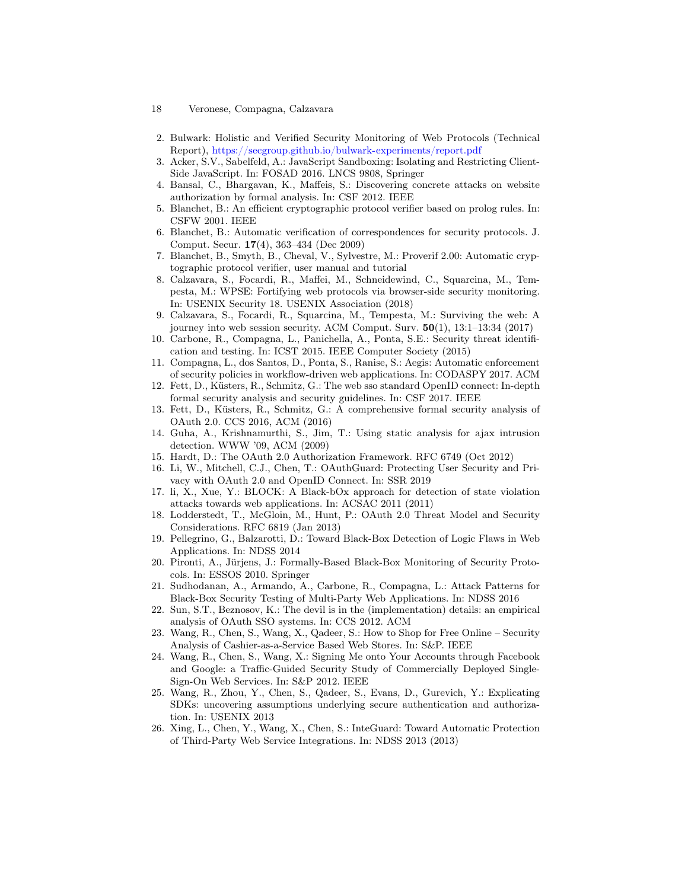2. Bulwark: Holistic and Verified Security Monitoring of Web Protocols (Technical Report), https://secgroup.github.io/bulwark-experiments/report.pdf
3. Acker, S.V., Sabelfeld, A.: JavaScript Sandboxing: Isolating and Restricting Client-Side JavaScript. In: FOSAD 2016. LNCS 9808, Springer
4. Bansal, C., Bhargavan, K., Maffeis, S.: Discovering concrete attacks on website authorization by formal analysis. In: CSF 2012. IEEE
5. Blanchet, B.: An efficient cryptographic protocol verifier based on prolog rules. In: CSFW 2001. IEEE
6. Blanchet, B.: Automatic verification of correspondences for security protocols. J. Comput. Secur. **17**(4), 363–434 (Dec 2009)
7. Blanchet, B., Smyth, B., Cheval, V., Sylvestre, M.: Proverif 2.00: Automatic cryptographic protocol verifier, user manual and tutorial
8. Calzavara, S., Focardi, R., Maffei, M., Schneidewind, C., Squarcina, M., Tempesta, M.: WPSE: Fortifying web protocols via browser-side security monitoring. In: USENIX Security 18. USENIX Association (2018)
9. Calzavara, S., Focardi, R., Squarcina, M., Tempesta, M.: Surviving the web: A journey into web session security. ACM Comput. Surv. **50**(1), 13:1–13:34 (2017)
10. Carbone, R., Compagna, L., Panichella, A., Ponta, S.E.: Security threat identification and testing. In: ICST 2015. IEEE Computer Society (2015)
11. Compagna, L., dos Santos, D., Ponta, S., Ranise, S.: Aegis: Automatic enforcement of security policies in workflow-driven web applications. In: CODASPY 2017. ACM
12. Fett, D., Küsters, R., Schmitz, G.: The web sso standard OpenID connect: In-depth formal security analysis and security guidelines. In: CSF 2017. IEEE
13. Fett, D., Küsters, R., Schmitz, G.: A comprehensive formal security analysis of OAuth 2.0. CCS 2016, ACM (2016)
14. Guha, A., Krishnamurthi, S., Jim, T.: Using static analysis for ajax intrusion detection. WWW '09, ACM (2009)
15. Hardt, D.: The OAuth 2.0 Authorization Framework. RFC 6749 (Oct 2012)
16. Li, W., Mitchell, C.J., Chen, T.: OAuthGuard: Protecting User Security and Privacy with OAuth 2.0 and OpenID Connect. In: SSR 2019
17. li, X., Xue, Y.: BLOCK: A Black-bOx approach for detection of state violation attacks towards web applications. In: ACSAC 2011 (2011)
18. Lodderstedt, T., McGloin, M., Hunt, P.: OAuth 2.0 Threat Model and Security Considerations. RFC 6819 (Jan 2013)
19. Pellegrino, G., Balzarotti, D.: Toward Black-Box Detection of Logic Flaws in Web Applications. In: NDSS 2014
20. Pironti, A., Jürjens, J.: Formally-Based Black-Box Monitoring of Security Protocols. In: ESSOS 2010. Springer
21. Sudhodanan, A., Armando, A., Carbone, R., Compagna, L.: Attack Patterns for Black-Box Security Testing of Multi-Party Web Applications. In: NDSS 2016
22. Sun, S.T., Beznosov, K.: The devil is in the (implementation) details: an empirical analysis of OAuth SSO systems. In: CCS 2012. ACM
23. Wang, R., Chen, S., Wang, X., Qadeer, S.: How to Shop for Free Online – Security Analysis of Cashier-as-a-Service Based Web Stores. In: S&P. IEEE
24. Wang, R., Chen, S., Wang, X.: Signing Me onto Your Accounts through Facebook and Google: a Traffic-Guided Security Study of Commercially Deployed Single-Sign-On Web Services. In: S&P 2012. IEEE
25. Wang, R., Zhou, Y., Chen, S., Qadeer, S., Evans, D., Gurevich, Y.: Explicating SDKs: uncovering assumptions underlying secure authentication and authorization. In: USENIX 2013
26. Xing, L., Chen, Y., Wang, X., Chen, S.: InteGuard: Toward Automatic Protection of Third-Party Web Service Integrations. In: NDSS 2013 (2013)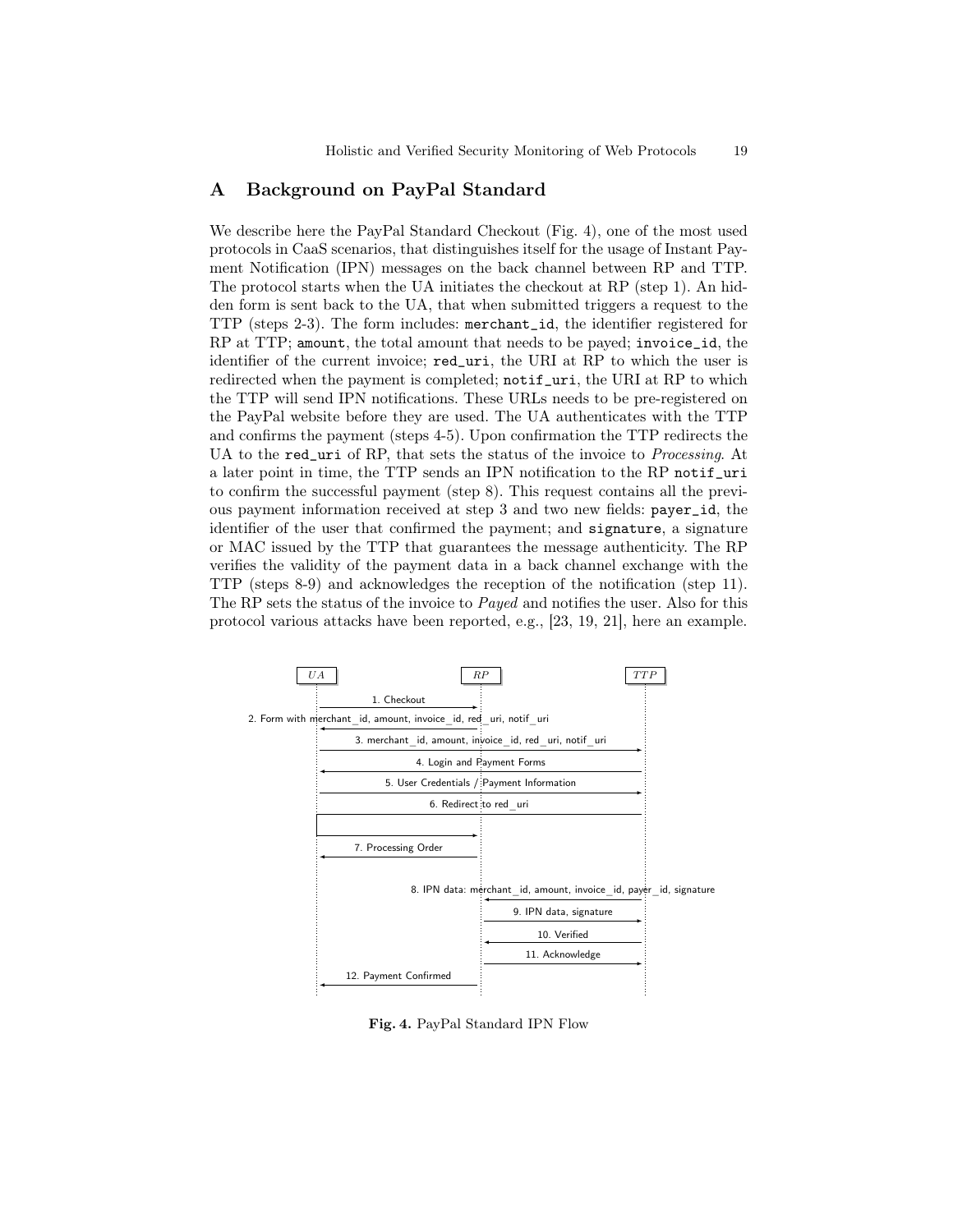## A Background on PayPal Standard

We describe here the PayPal Standard Checkout (Fig. 4), one of the most used protocols in CaaS scenarios, that distinguishes itself for the usage of Instant Payment Notification (IPN) messages on the back channel between RP and TTP. The protocol starts when the UA initiates the checkout at RP (step 1). An hidden form is sent back to the UA, that when submitted triggers a request to the TTP (steps 2-3). The form includes: `merchant_id`, the identifier registered for RP at TTP; `amount`, the total amount that needs to be payed; `invoice_id`, the identifier of the current invoice; `red_uri`, the URI at RP to which the user is redirected when the payment is completed; `notif_uri`, the URI at RP to which the TTP will send IPN notifications. These URLs needs to be pre-registered on the PayPal website before they are used. The UA authenticates with the TTP and confirms the payment (steps 4-5). Upon confirmation the TTP redirects the UA to the `red_uri` of RP, that sets the status of the invoice to *Processing*. At a later point in time, the TTP sends an IPN notification to the RP `notif_uri` to confirm the successful payment (step 8). This request contains all the previous payment information received at step 3 and two new fields: `payer_id`, the identifier of the user that confirmed the payment; and `signature`, a signature or MAC issued by the TTP that guarantees the message authenticity. The RP verifies the validity of the payment data in a back channel exchange with the TTP (steps 8-9) and acknowledges the reception of the notification (step 11). The RP sets the status of the invoice to *Payed* and notifies the user. Also for this protocol various attacks have been reported, e.g., [23, 19, 21], here an example.

UA — RP — TTP

1. Checkout
2. Form with merchant_id, amount, invoice_id, red_uri, notif_uri
3. merchant_id, amount, invoice_id, red_uri, notif_uri
4. Login and Payment Forms
5. User Credentials / Payment Information
6. Redirect to red_uri
7. Processing Order
8. IPN data: merchant_id, amount, invoice_id, payer_id, signature
9. IPN data, signature
10. Verified
11. Acknowledge
12. Payment Confirmed

**Fig. 4.** PayPal Standard IPN Flow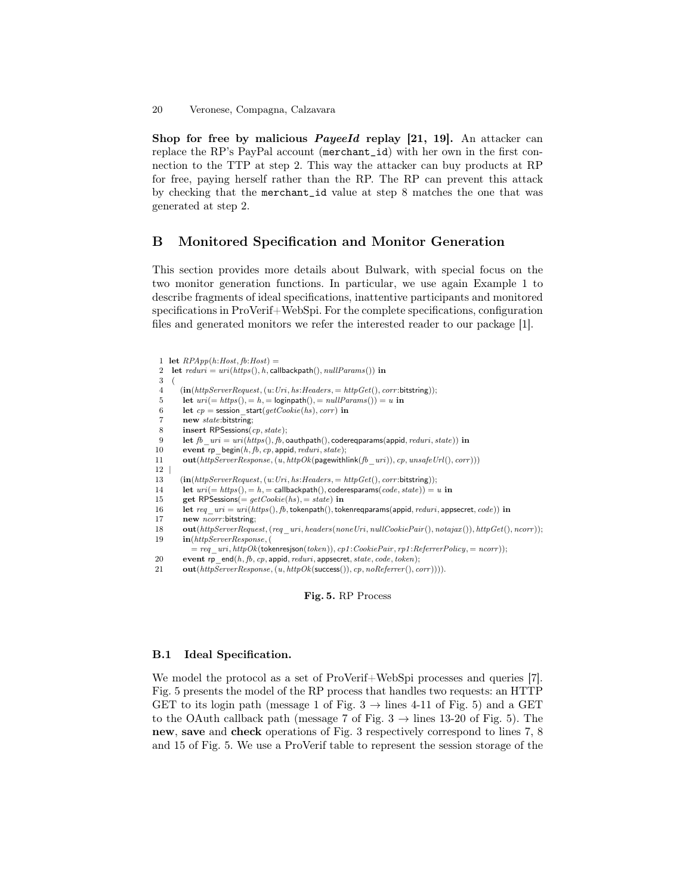**Shop for free by malicious *PayeeId* replay [21, 19].** An attacker can replace the RP's PayPal account (merchant_id) with her own in the first connection to the TTP at step 2. This way the attacker can buy products at RP for free, paying herself rather than the RP. The RP can prevent this attack by checking that the merchant_id value at step 8 matches the one that was generated at step 2.

## B Monitored Specification and Monitor Generation

This section provides more details about Bulwark, with special focus on the two monitor generation functions. In particular, we use again Example 1 to describe fragments of ideal specifications, inattentive participants and monitored specifications in ProVerif+WebSpi. For the complete specifications, configuration files and generated monitors we refer the interested reader to our package [1].

```
1  let RPApp(h:Host, fb:Host) =
2   let reduri = uri(https(), h, callbackpath(), nullParams()) in
3   (
4     (in(httpServerRequest, (u:Uri, hs:Headers, = httpGet(), corr:bitstring));
5     let uri(= https(), = h, = loginpath(), = nullParams()) = u in
6     let cp = session_start(getCookie(hs), corr) in
7     new state:bitstring;
8     insert RPSessions(cp, state);
9     let fb_uri = uri(https(), fb, oauthpath(), codereqparams(appid, reduri, state)) in
10    event rp_begin(h, fb, cp, appid, reduri, state);
11    out(httpServerResponse, (u, httpOk(pagewithlink(fb_uri)), cp, unsafeUrl(), corr)))
12  |
13    (in(httpServerRequest, (u:Uri, hs:Headers, = httpGet(), corr:bitstring));
14    let uri(= https(), = h, = callbackpath(), coderesparams(code, state)) = u in
15    get RPSessions(= getCookie(hs), = state) in
16    let req_uri = uri(https(), fb, tokenpath(), tokenreqparams(appid, reduri, appsecret, code)) in
17    new ncorr:bitstring;
18    out(httpServerRequest, (req_uri, headers(noneUri, nullCookiePair(), notajax()), httpGet(), ncorr));
19    in(httpServerResponse, (
        = req_uri, httpOk(tokenresjson(token)), cp1:CookiePair, rp1:ReferrerPolicy, = ncorr));
20    event rp_end(h, fb, cp, appid, reduri, appsecret, state, code, token);
21    out(httpServerResponse, (u, httpOk(success()), cp, noReferrer(), corr)))).
```

**Fig. 5.** RP Process

### B.1 Ideal Specification.

We model the protocol as a set of ProVerif+WebSpi processes and queries [7]. Fig. 5 presents the model of the RP process that handles two requests: an HTTP GET to its login path (message 1 of Fig. 3 → lines 4-11 of Fig. 5) and a GET to the OAuth callback path (message 7 of Fig. 3 → lines 13-20 of Fig. 5). The **new**, **save** and **check** operations of Fig. 3 respectively correspond to lines 7, 8 and 15 of Fig. 5. We use a ProVerif table to represent the session storage of the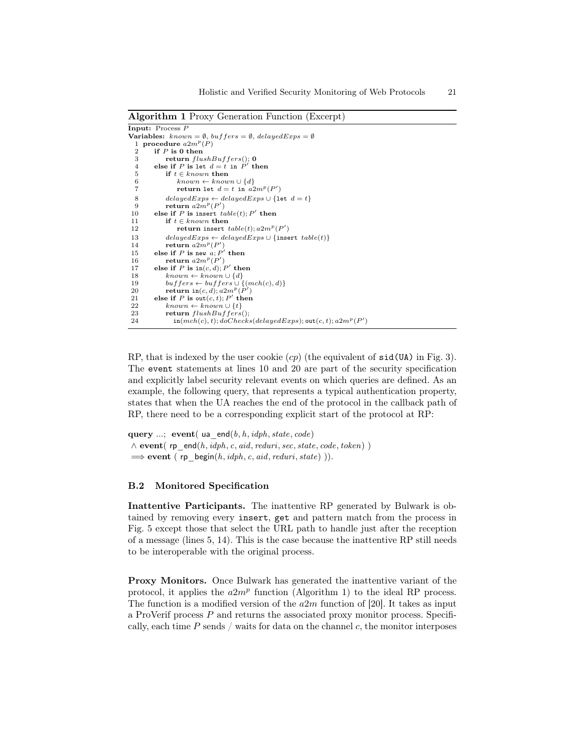**Algorithm 1** Proxy Generation Function (Excerpt)

```
Input: Process P
Variables: known = ∅, buffers = ∅, delayedExps = ∅
 1 procedure a2m^p(P)
 2     if P is 0 then
 3         return flushBuffers(); 0
 4     else if P is let d = t in P' then
 5         if t ∈ known then
 6             known ← known ∪ {d}
 7             return let d = t in a2m^p(P')
 8         delayedExps ← delayedExps ∪ {let d = t}
 9         return a2m^p(P')
10     else if P is insert table(t); P' then
11         if t ∈ known then
12             return insert table(t); a2m^p(P')
13         delayedExps ← delayedExps ∪ {insert table(t)}
14         return a2m^p(P')
15     else if P is new a; P' then
16         return a2m^p(P')
17     else if P is in(c, d); P' then
18         known ← known ∪ {d}
19         buffers ← buffers ∪ {(mch(c), d)}
20         return in(c, d); a2m^p(P')
21     else if P is out(c, t); P' then
22         known ← known ∪ {t}
23         return flushBuffers();
24             in(mch(c), t); doChecks(delayedExps); out(c, t); a2m^p(P')
```

RP, that is indexed by the user cookie ($cp$) (the equivalent of `sid(UA)` in Fig. 3). The `event` statements at lines 10 and 20 are part of the security specification and explicitly label security relevant events on which queries are defined. As an example, the following query, that represents a typical authentication property, states that when the UA reaches the end of the protocol in the callback path of RP, there need to be a corresponding explicit start of the protocol at RP:

**query** ...; **event**( $\mathsf{ua\_end}(b, h, idph, state, code)$
$\wedge$ **event**( $\mathsf{rp\_end}(h, idph, c, aid, reduri, sec, state, code, token)$ )
$\Longrightarrow$ **event** ( $\mathsf{rp\_begin}(h, idph, c, aid, reduri, state)$ )).

### B.2 Monitored Specification

**Inattentive Participants.** The inattentive RP generated by Bulwark is obtained by removing every `insert`, `get` and pattern match from the process in Fig. 5 except those that select the URL path to handle just after the reception of a message (lines 5, 14). This is the case because the inattentive RP still needs to be interoperable with the original process.

**Proxy Monitors.** Once Bulwark has generated the inattentive variant of the protocol, it applies the $a2m^p$ function (Algorithm 1) to the ideal RP process. The function is a modified version of the $a2m$ function of [20]. It takes as input a ProVerif process $P$ and returns the associated proxy monitor process. Specifically, each time $P$ sends / waits for data on the channel $c$, the monitor interposes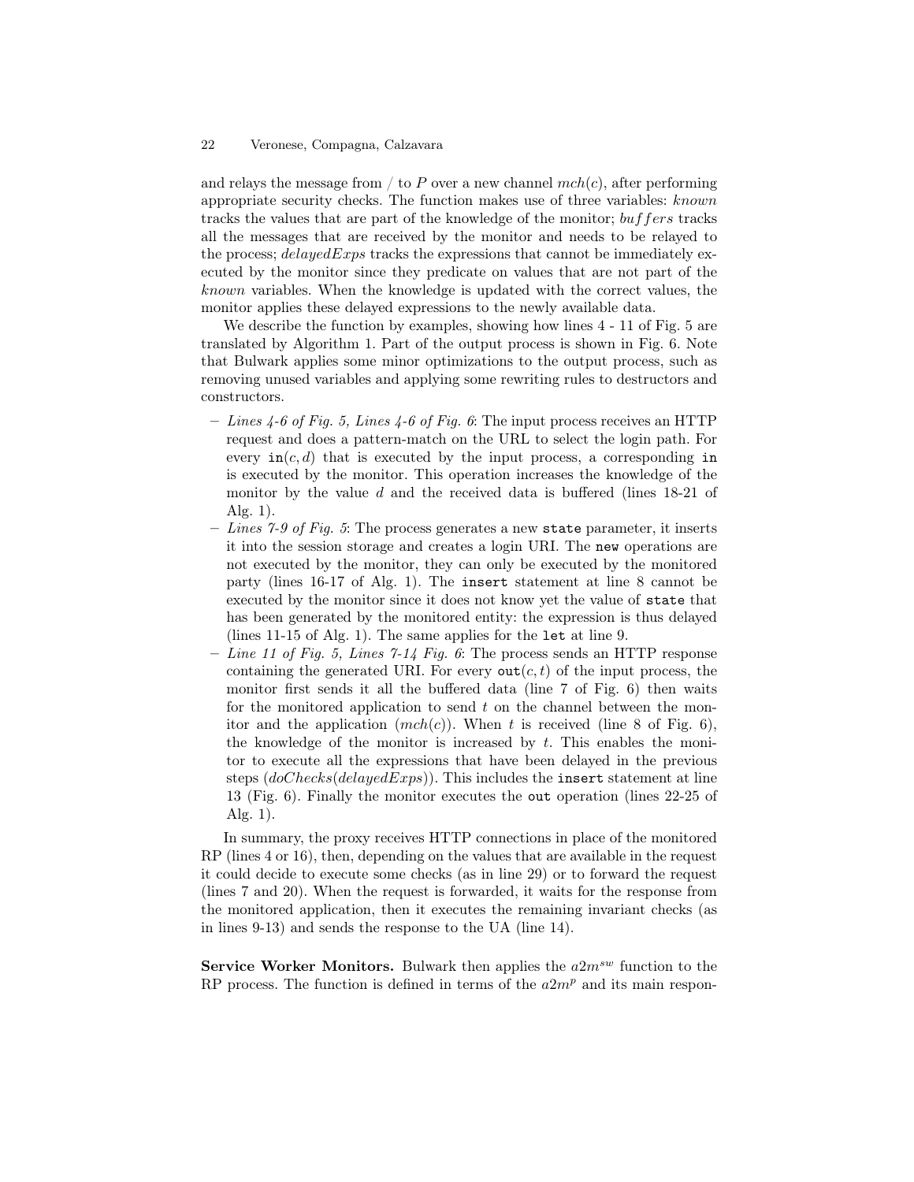and relays the message from / to $P$ over a new channel $mch(c)$, after performing appropriate security checks. The function makes use of three variables: $known$ tracks the values that are part of the knowledge of the monitor; $buffers$ tracks all the messages that are received by the monitor and needs to be relayed to the process; $delayedExps$ tracks the expressions that cannot be immediately executed by the monitor since they predicate on values that are not part of the $known$ variables. When the knowledge is updated with the correct values, the monitor applies these delayed expressions to the newly available data.

We describe the function by examples, showing how lines 4 - 11 of Fig. 5 are translated by Algorithm 1. Part of the output process is shown in Fig. 6. Note that Bulwark applies some minor optimizations to the output process, such as removing unused variables and applying some rewriting rules to destructors and constructors.

- *Lines 4-6 of Fig. 5, Lines 4-6 of Fig. 6*: The input process receives an HTTP request and does a pattern-match on the URL to select the login path. For every $\texttt{in}(c, d)$ that is executed by the input process, a corresponding `in` is executed by the monitor. This operation increases the knowledge of the monitor by the value $d$ and the received data is buffered (lines 18-21 of Alg. 1).
- *Lines 7-9 of Fig. 5*: The process generates a new `state` parameter, it inserts it into the session storage and creates a login URI. The `new` operations are not executed by the monitor, they can only be executed by the monitored party (lines 16-17 of Alg. 1). The `insert` statement at line 8 cannot be executed by the monitor since it does not know yet the value of `state` that has been generated by the monitored entity: the expression is thus delayed (lines 11-15 of Alg. 1). The same applies for the `let` at line 9.
- *Line 11 of Fig. 5, Lines 7-14 Fig. 6*: The process sends an HTTP response containing the generated URI. For every $\texttt{out}(c, t)$ of the input process, the monitor first sends it all the buffered data (line 7 of Fig. 6) then waits for the monitored application to send $t$ on the channel between the monitor and the application ($mch(c)$). When $t$ is received (line 8 of Fig. 6), the knowledge of the monitor is increased by $t$. This enables the monitor to execute all the expressions that have been delayed in the previous steps ($doChecks(delayedExps)$). This includes the `insert` statement at line 13 (Fig. 6). Finally the monitor executes the `out` operation (lines 22-25 of Alg. 1).

In summary, the proxy receives HTTP connections in place of the monitored RP (lines 4 or 16), then, depending on the values that are available in the request it could decide to execute some checks (as in line 29) or to forward the request (lines 7 and 20). When the request is forwarded, it waits for the response from the monitored application, then it executes the remaining invariant checks (as in lines 9-13) and sends the response to the UA (line 14).

**Service Worker Monitors.** Bulwark then applies the $a2m^{sw}$ function to the RP process. The function is defined in terms of the $a2m^{p}$ and its main respon-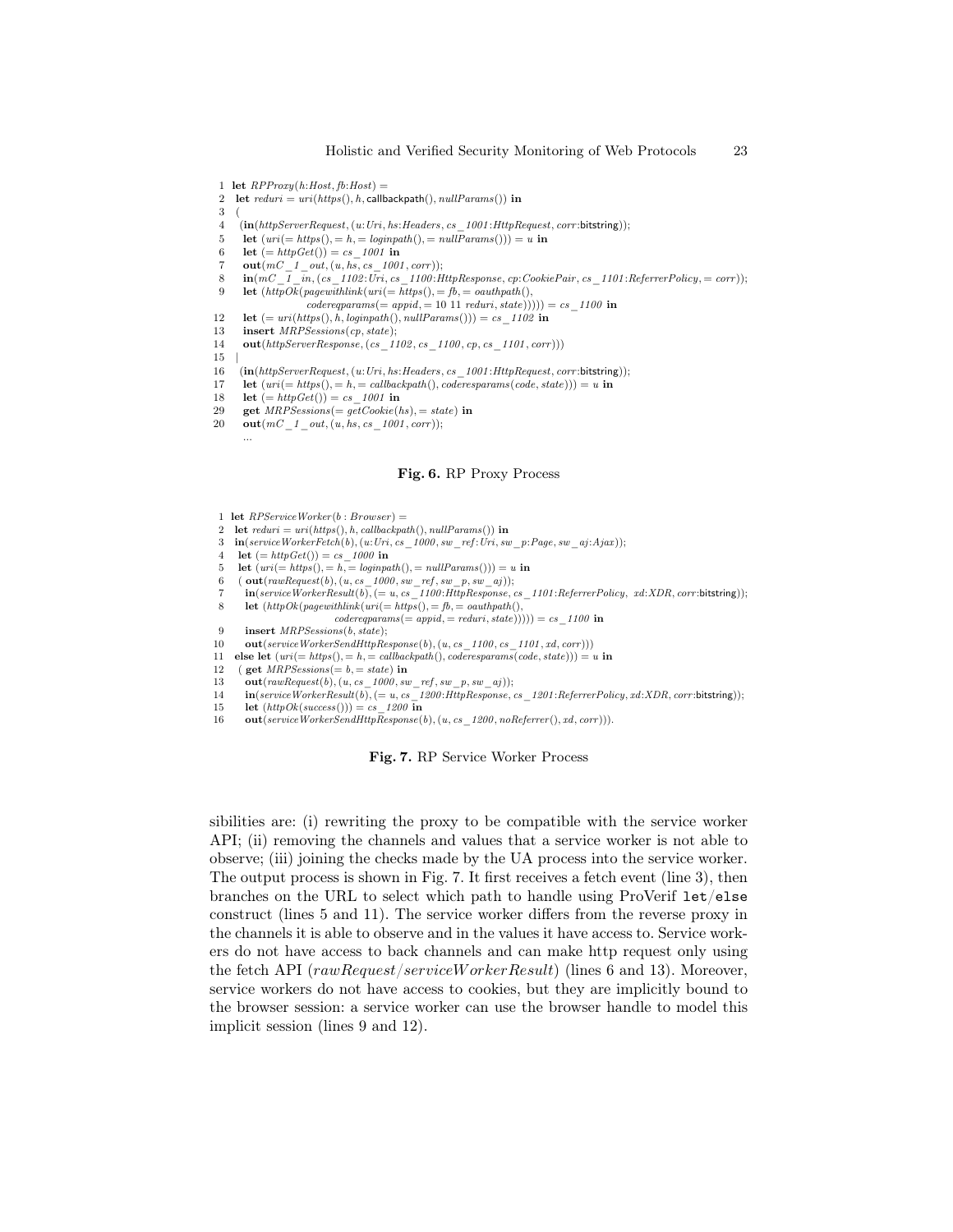```
1  let RPProxy(h:Host, fb:Host) =
2   let reduri = uri(https(), h, callbackpath(), nullParams()) in
3   (
4    (in(httpServerRequest, (u:Uri, hs:Headers, cs_1001:HttpRequest, corr:bitstring));
5     let (uri(= https(), = h, = loginpath(), = nullParams())) = u in
6     let (= httpGet()) = cs_1001 in
7     out(mC_1_out, (u, hs, cs_1001, corr));
8     in(mC_1_in, (cs_1102:Uri, cs_1100:HttpResponse, cp:CookiePair, cs_1101:ReferrerPolicy, = corr));
9     let (httpOk(pagewithlink(uri(= https(), = fb, = oauthpath(),
                    codereqparams(= appid, = 10 11 reduri, state))))) = cs_1100 in
12    let (= uri(https(), h, loginpath(), nullParams())) = cs_1102 in
13    insert MRPSessions(cp, state);
14    out(httpServerResponse, (cs_1102, cs_1100, cp, cs_1101, corr)))
15  |
16   (in(httpServerRequest, (u:Uri, hs:Headers, cs_1001:HttpRequest, corr:bitstring));
17    let (uri(= https(), = h, = callbackpath(), coderesparams(code, state))) = u in
18    let (= httpGet()) = cs_1001 in
29    get MRPSessions(= getCookie(hs), = state) in
20    out(mC_1_out, (u, hs, cs_1001, corr));
      ...
```

**Fig. 6.** RP Proxy Process

```
1  let RPServiceWorker(b : Browser) =
2   let reduri = uri(https(), h, callbackpath(), nullParams()) in
3   in(serviceWorkerFetch(b), (u:Uri, cs_1000, sw_ref:Uri, sw_p:Page, sw_aj:Ajax));
4    let (= httpGet()) = cs_1000 in
5    let (uri(= https(), = h, = loginpath(), = nullParams())) = u in
6    ( out(rawRequest(b), (u, cs_1000, sw_ref, sw_p, sw_aj));
7      in(serviceWorkerResult(b), (= u, cs_1100:HttpResponse, cs_1101:ReferrerPolicy, xd:XDR, corr:bitstring));
8      let (httpOk(pagewithlink(uri(= https(), = fb, = oauthpath(),
                      codereqparams(= appid, = reduri, state))))) = cs_1100 in
9      insert MRPSessions(b, state);
10     out(serviceWorkerSendHttpResponse(b), (u, cs_1100, cs_1101, xd, corr)))
11   else let (uri(= https(), = h, = callbackpath(), coderesparams(code, state))) = u in
12    ( get MRPSessions(= b, = state) in
13     out(rawRequest(b), (u, cs_1000, sw_ref, sw_p, sw_aj));
14     in(serviceWorkerResult(b), (= u, cs_1200:HttpResponse, cs_1201:ReferrerPolicy, xd:XDR, corr:bitstring));
15     let (httpOk(success())) = cs_1200 in
16     out(serviceWorkerSendHttpResponse(b), (u, cs_1200, noReferrer(), xd, corr))).
```

**Fig. 7.** RP Service Worker Process

sibilities are: (i) rewriting the proxy to be compatible with the service worker API; (ii) removing the channels and values that a service worker is not able to observe; (iii) joining the checks made by the UA process into the service worker. The output process is shown in Fig. 7. It first receives a fetch event (line 3), then branches on the URL to select which path to handle using ProVerif `let`/`else` construct (lines 5 and 11). The service worker differs from the reverse proxy in the channels it is able to observe and in the values it have access to. Service workers do not have access to back channels and can make http request only using the fetch API ($rawRequest/serviceWorkerResult$) (lines 6 and 13). Moreover, service workers do not have access to cookies, but they are implicitly bound to the browser session: a service worker can use the browser handle to model this implicit session (lines 9 and 12).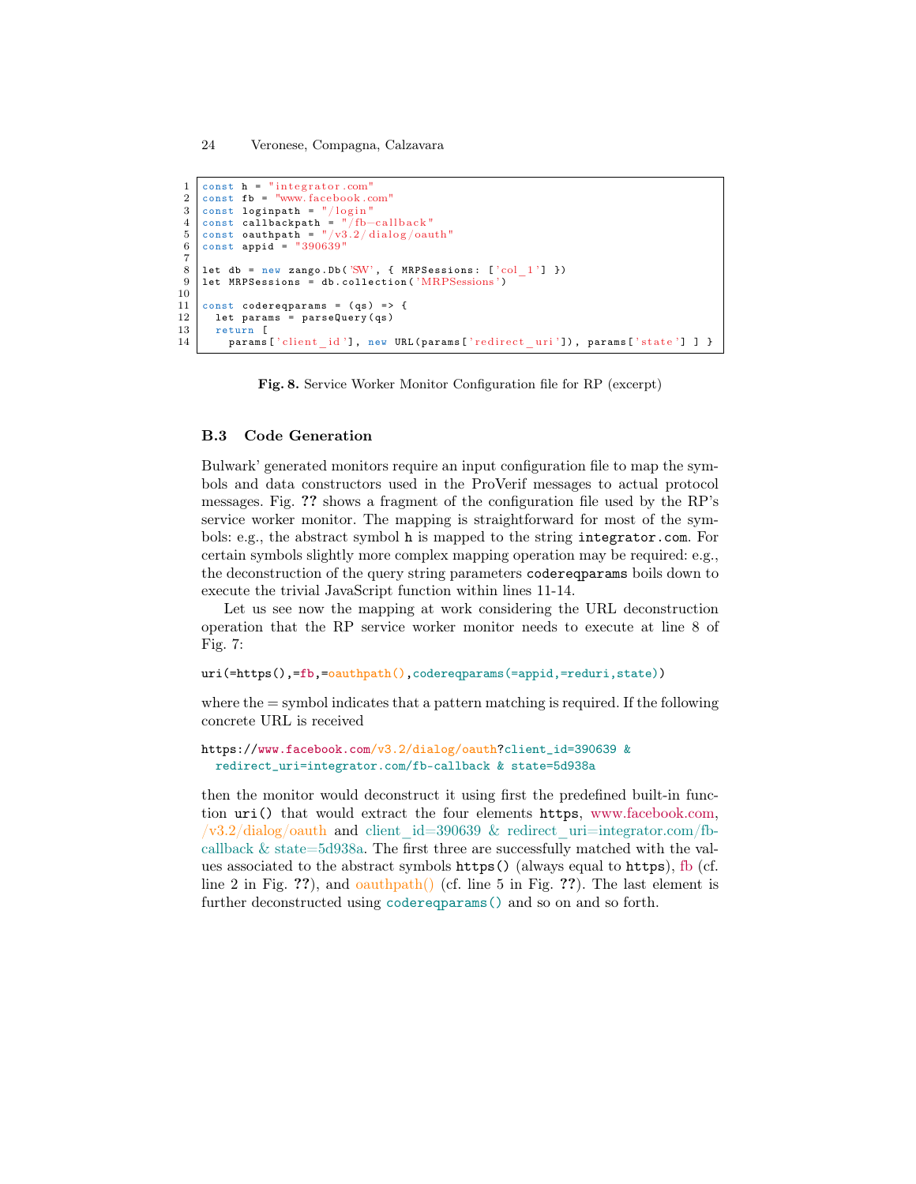```
1  const h = "integrator.com"
2  const fb = "www.facebook.com"
3  const loginpath = "/login"
4  const callbackpath = "/fb—callback"
5  const oauthpath = "/v3.2/dialog/oauth"
6  const appid = "390639"
7
8  let db = new zango.Db('SW', { MRPSessions: ['col_1'] })
9  let MRPSessions = db.collection('MRPSessions')
10
11 const codereqparams = (qs) => {
12   let params = parseQuery(qs)
13   return [
14     params['client_id'], new URL(params['redirect_uri']), params['state'] ] }
```

**Fig. 8.** Service Worker Monitor Configuration file for RP (excerpt)

### B.3 Code Generation

Bulwark' generated monitors require an input configuration file to map the symbols and data constructors used in the ProVerif messages to actual protocol messages. Fig. ?? shows a fragment of the configuration file used by the RP's service worker monitor. The mapping is straightforward for most of the symbols: e.g., the abstract symbol `h` is mapped to the string `integrator.com`. For certain symbols slightly more complex mapping operation may be required: e.g., the deconstruction of the query string parameters `codereqparams` boils down to execute the trivial JavaScript function within lines 11-14.

Let us see now the mapping at work considering the URL deconstruction operation that the RP service worker monitor needs to execute at line 8 of Fig. 7:

```
uri(=https(),=fb,=oauthpath(),codereqparams(=appid,=reduri,state))
```

where the = symbol indicates that a pattern matching is required. If the following concrete URL is received

```
https://www.facebook.com/v3.2/dialog/oauth?client_id=390639 &
  redirect_uri=integrator.com/fb-callback & state=5d938a
```

then the monitor would deconstruct it using first the predefined built-in function `uri()` that would extract the four elements `https`, www.facebook.com, /v3.2/dialog/oauth and client_id=390639 & redirect_uri=integrator.com/fb-callback & state=5d938a. The first three are successfully matched with the values associated to the abstract symbols `https()` (always equal to `https`), fb (cf. line 2 in Fig. ??), and oauthpath() (cf. line 5 in Fig. ??). The last element is further deconstructed using `codereqparams()` and so on and so forth.